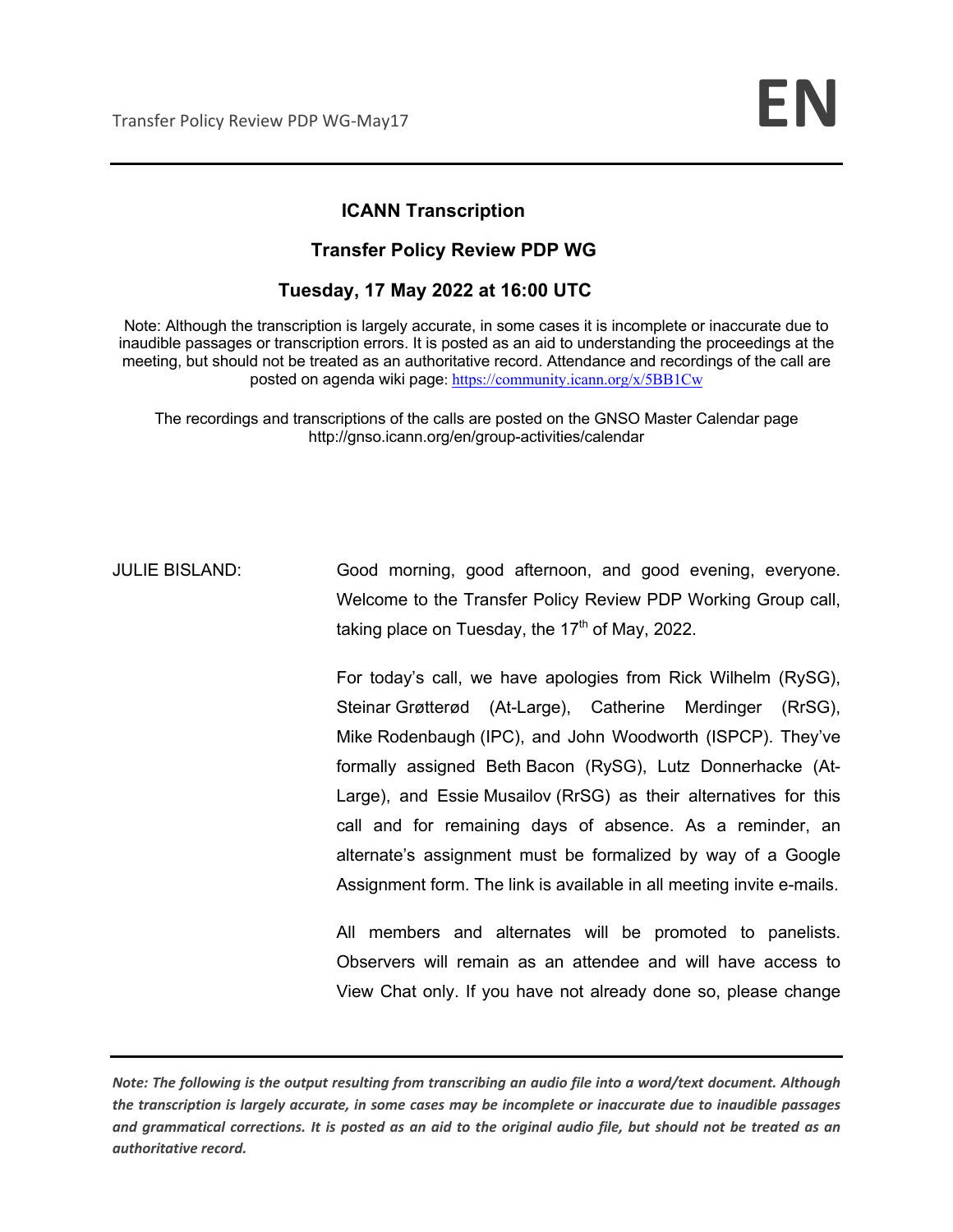# ICANN Transcription

## Transfer Policy Review PDP WG

### Tuesday, 17 May 2022 at 16:00 UTC

Note: Although the transcription is largely accurate, in some cases it is incomplete or inaccurate due to inaudible passages or transcription errors. It is posted as an aid to understanding the proceedings at the meeting, but should not be treated as an authoritative record. Attendance and recordings of the call are posted on agenda wiki page: https://community.icann.org/x/5BB1Cw

The recordings and transcriptions of the calls are posted on the GNSO Master Calendar page http://gnso.icann.org/en/group-activities/calendar

JULIE BISLAND: Good morning, good afternoon, and good evening, everyone. Welcome to the Transfer Policy Review PDP Working Group call, taking place on Tuesday, the 17th of May, 2022.

For today's call, we have apologies from Rick Wilhelm (RySG), Steinar Grøtterød (At-Large), Catherine Merdinger (RrSG), Mike Rodenbaugh (IPC), and John Woodworth (ISPCP). They've formally assigned Beth Bacon (RySG), Lutz Donnerhacke (At-Large), and Essie Musailov (RrSG) as their alternatives for this call and for remaining days of absence. As a reminder, an alternate's assignment must be formalized by way of a Google Assignment form. The link is available in all meeting invite e-mails.

All members and alternates will be promoted to panelists. Observers will remain as an attendee and will have access to View Chat only. If you have not already done so, please change

*Note: The following is the output resulting from transcribing an audio file into a word/text document. Although the transcription is largely accurate, in some cases may be incomplete or inaccurate due to inaudible passages and grammatical corrections. It is posted as an aid to the original audio file, but should not be treated as an authoritative record.*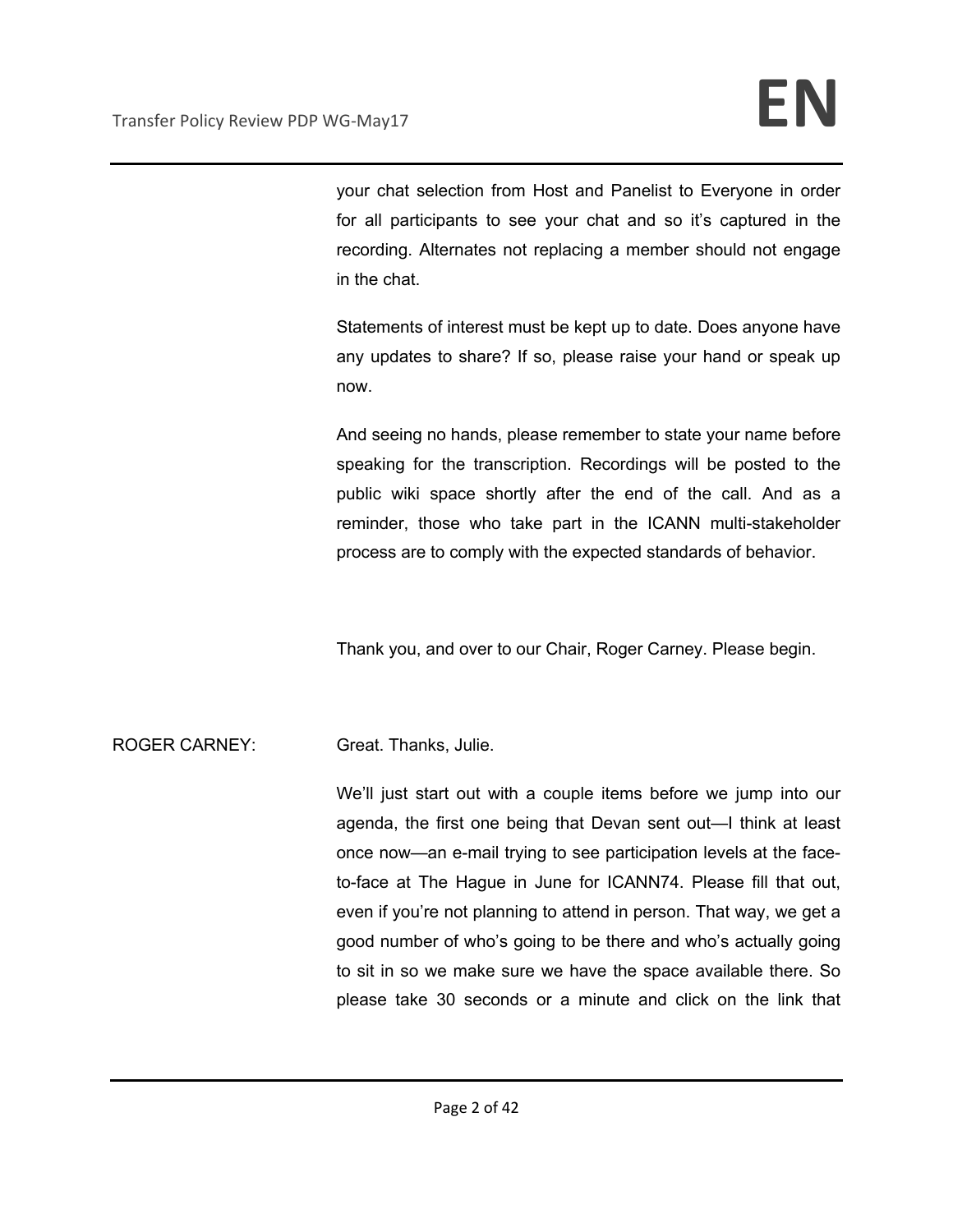your chat selection from Host and Panelist to Everyone in order for all participants to see your chat and so it's captured in the recording. Alternates not replacing a member should not engage in the chat.

Statements of interest must be kept up to date. Does anyone have any updates to share? If so, please raise your hand or speak up now.

And seeing no hands, please remember to state your name before speaking for the transcription. Recordings will be posted to the public wiki space shortly after the end of the call. And as a reminder, those who take part in the ICANN multi-stakeholder process are to comply with the expected standards of behavior.

Thank you, and over to our Chair, Roger Carney. Please begin.

ROGER CARNEY: Great. Thanks, Julie.

We'll just start out with a couple items before we jump into our agenda, the first one being that Devan sent out—I think at least once now—an e-mail trying to see participation levels at the face-to-face at The Hague in June for ICANN74. Please fill that out, even if you're not planning to attend in person. That way, we get a good number of who's going to be there and who's actually going to sit in so we make sure we have the space available there. So please take 30 seconds or a minute and click on the link that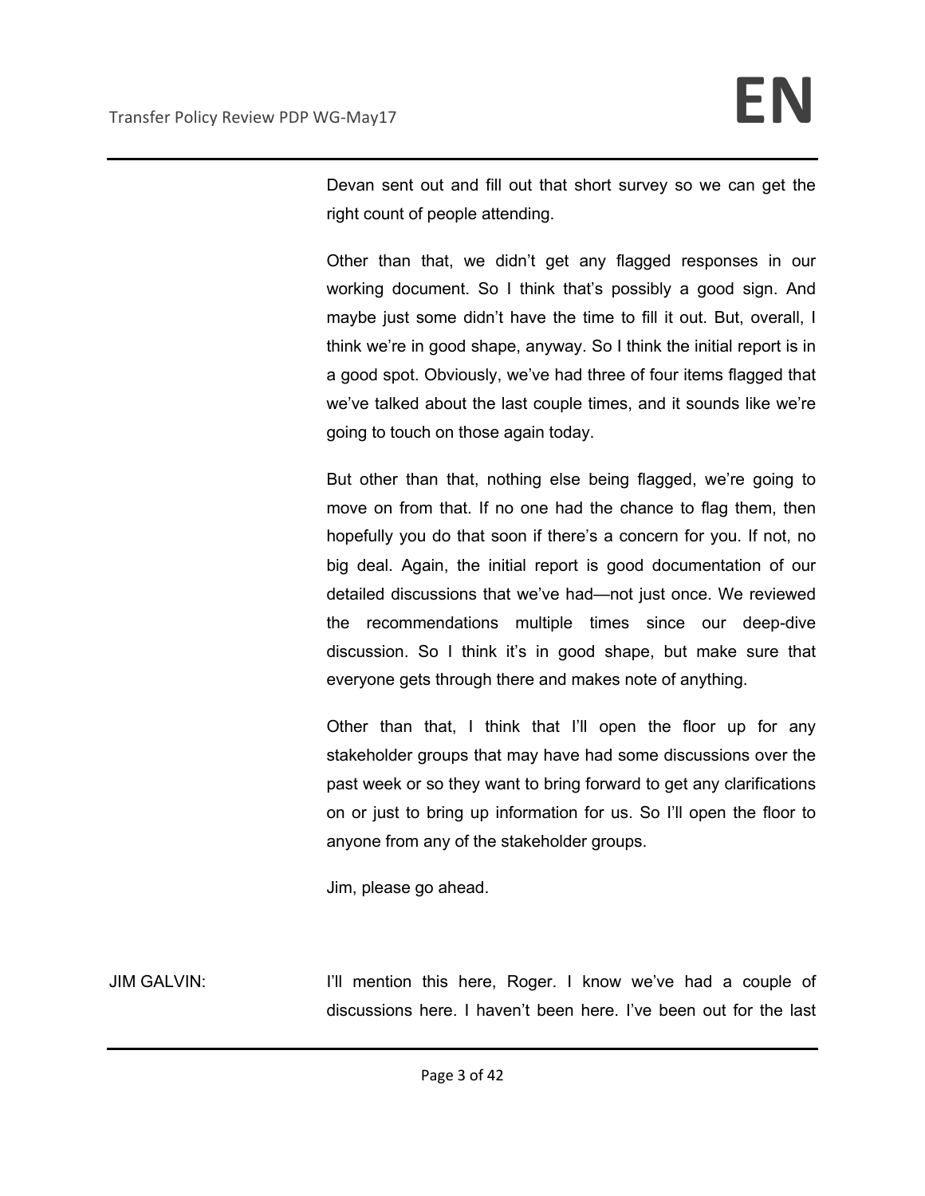Devan sent out and fill out that short survey so we can get the right count of people attending.

Other than that, we didn't get any flagged responses in our working document. So I think that's possibly a good sign. And maybe just some didn't have the time to fill it out. But, overall, I think we're in good shape, anyway. So I think the initial report is in a good spot. Obviously, we've had three of four items flagged that we've talked about the last couple times, and it sounds like we're going to touch on those again today.

But other than that, nothing else being flagged, we're going to move on from that. If no one had the chance to flag them, then hopefully you do that soon if there's a concern for you. If not, no big deal. Again, the initial report is good documentation of our detailed discussions that we've had—not just once. We reviewed the recommendations multiple times since our deep-dive discussion. So I think it's in good shape, but make sure that everyone gets through there and makes note of anything.

Other than that, I think that I'll open the floor up for any stakeholder groups that may have had some discussions over the past week or so they want to bring forward to get any clarifications on or just to bring up information for us. So I'll open the floor to anyone from any of the stakeholder groups.

Jim, please go ahead.

JIM GALVIN: I'll mention this here, Roger. I know we've had a couple of discussions here. I haven't been here. I've been out for the last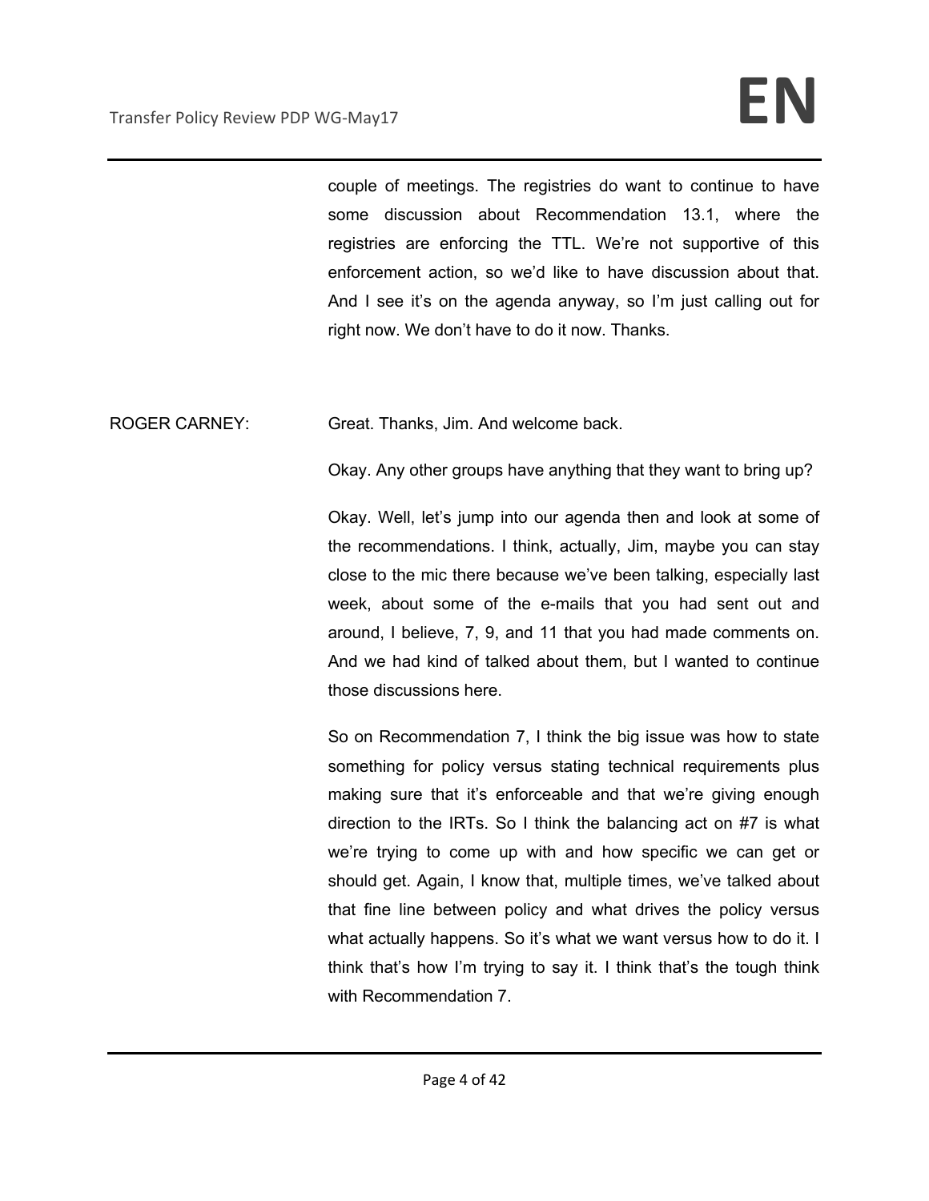couple of meetings. The registries do want to continue to have some discussion about Recommendation 13.1, where the registries are enforcing the TTL. We're not supportive of this enforcement action, so we'd like to have discussion about that. And I see it's on the agenda anyway, so I'm just calling out for right now. We don't have to do it now. Thanks.

ROGER CARNEY: Great. Thanks, Jim. And welcome back.

Okay. Any other groups have anything that they want to bring up?

Okay. Well, let's jump into our agenda then and look at some of the recommendations. I think, actually, Jim, maybe you can stay close to the mic there because we've been talking, especially last week, about some of the e-mails that you had sent out and around, I believe, 7, 9, and 11 that you had made comments on. And we had kind of talked about them, but I wanted to continue those discussions here.

So on Recommendation 7, I think the big issue was how to state something for policy versus stating technical requirements plus making sure that it's enforceable and that we're giving enough direction to the IRTs. So I think the balancing act on #7 is what we're trying to come up with and how specific we can get or should get. Again, I know that, multiple times, we've talked about that fine line between policy and what drives the policy versus what actually happens. So it's what we want versus how to do it. I think that's how I'm trying to say it. I think that's the tough think with Recommendation 7.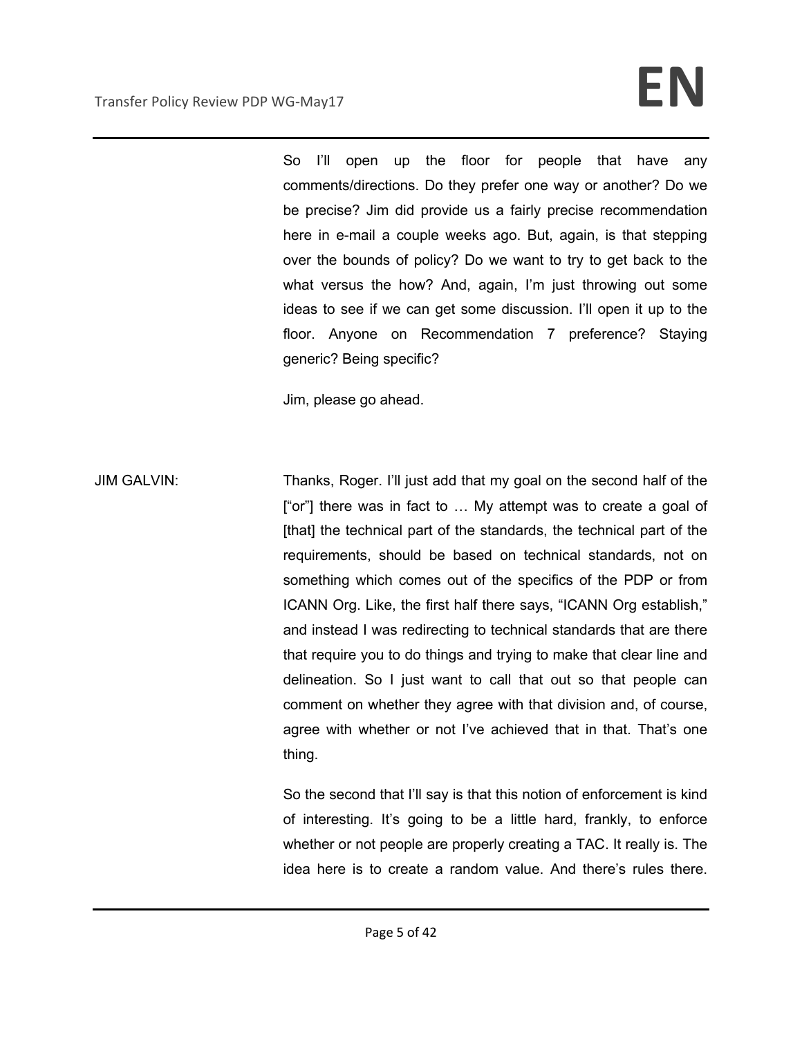So I'll open up the floor for people that have any comments/directions. Do they prefer one way or another? Do we be precise? Jim did provide us a fairly precise recommendation here in e-mail a couple weeks ago. But, again, is that stepping over the bounds of policy? Do we want to try to get back to the what versus the how? And, again, I'm just throwing out some ideas to see if we can get some discussion. I'll open it up to the floor. Anyone on Recommendation 7 preference? Staying generic? Being specific?

Jim, please go ahead.

JIM GALVIN: Thanks, Roger. I'll just add that my goal on the second half of the ["or"] there was in fact to … My attempt was to create a goal of [that] the technical part of the standards, the technical part of the requirements, should be based on technical standards, not on something which comes out of the specifics of the PDP or from ICANN Org. Like, the first half there says, "ICANN Org establish," and instead I was redirecting to technical standards that are there that require you to do things and trying to make that clear line and delineation. So I just want to call that out so that people can comment on whether they agree with that division and, of course, agree with whether or not I've achieved that in that. That's one thing.

So the second that I'll say is that this notion of enforcement is kind of interesting. It's going to be a little hard, frankly, to enforce whether or not people are properly creating a TAC. It really is. The idea here is to create a random value. And there's rules there.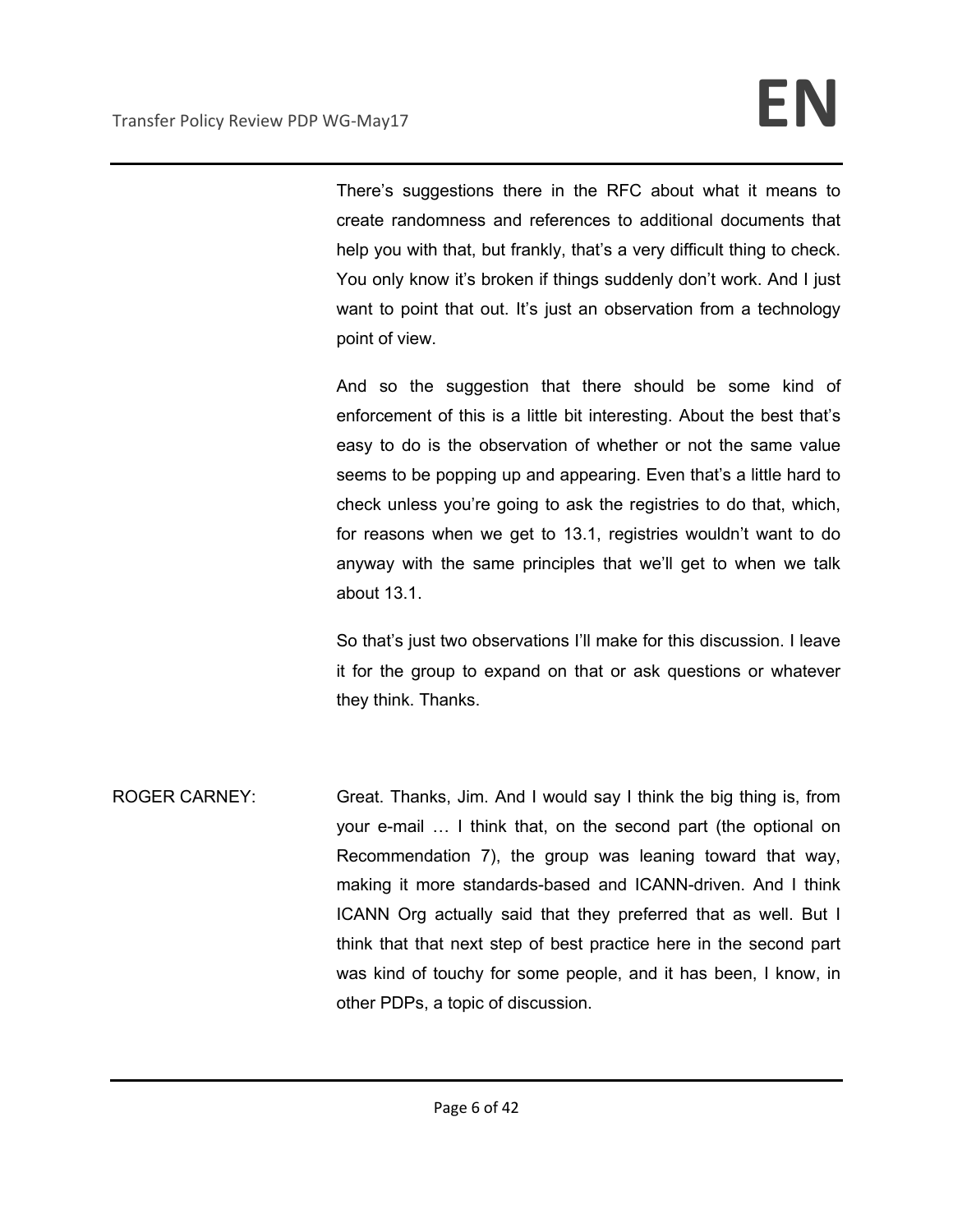There's suggestions there in the RFC about what it means to create randomness and references to additional documents that help you with that, but frankly, that's a very difficult thing to check. You only know it's broken if things suddenly don't work. And I just want to point that out. It's just an observation from a technology point of view.

And so the suggestion that there should be some kind of enforcement of this is a little bit interesting. About the best that's easy to do is the observation of whether or not the same value seems to be popping up and appearing. Even that's a little hard to check unless you're going to ask the registries to do that, which, for reasons when we get to 13.1, registries wouldn't want to do anyway with the same principles that we'll get to when we talk about 13.1.

So that's just two observations I'll make for this discussion. I leave it for the group to expand on that or ask questions or whatever they think. Thanks.

ROGER CARNEY: Great. Thanks, Jim. And I would say I think the big thing is, from your e-mail … I think that, on the second part (the optional on Recommendation 7), the group was leaning toward that way, making it more standards-based and ICANN-driven. And I think ICANN Org actually said that they preferred that as well. But I think that that next step of best practice here in the second part was kind of touchy for some people, and it has been, I know, in other PDPs, a topic of discussion.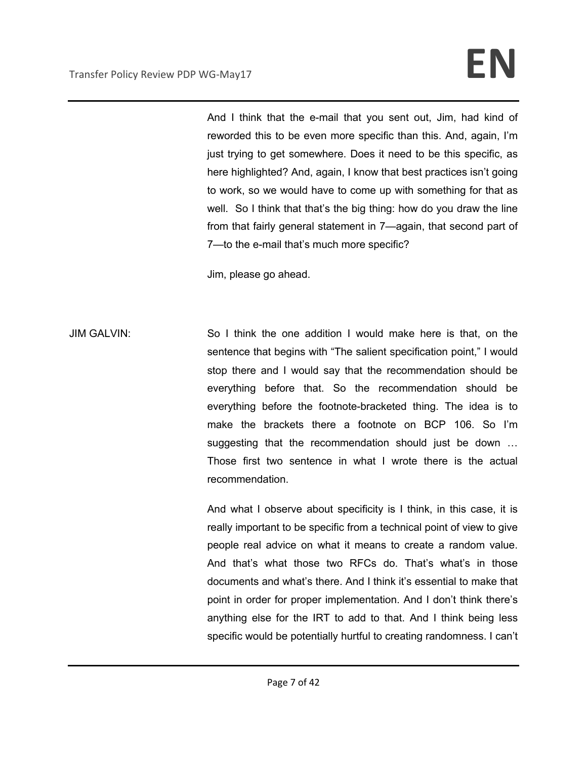And I think that the e-mail that you sent out, Jim, had kind of reworded this to be even more specific than this. And, again, I'm just trying to get somewhere. Does it need to be this specific, as here highlighted? And, again, I know that best practices isn't going to work, so we would have to come up with something for that as well. So I think that that's the big thing: how do you draw the line from that fairly general statement in 7—again, that second part of 7—to the e-mail that's much more specific?

Jim, please go ahead.

JIM GALVIN: So I think the one addition I would make here is that, on the sentence that begins with "The salient specification point," I would stop there and I would say that the recommendation should be everything before that. So the recommendation should be everything before the footnote-bracketed thing. The idea is to make the brackets there a footnote on BCP 106. So I'm suggesting that the recommendation should just be down … Those first two sentence in what I wrote there is the actual recommendation.

And what I observe about specificity is I think, in this case, it is really important to be specific from a technical point of view to give people real advice on what it means to create a random value. And that's what those two RFCs do. That's what's in those documents and what's there. And I think it's essential to make that point in order for proper implementation. And I don't think there's anything else for the IRT to add to that. And I think being less specific would be potentially hurtful to creating randomness. I can't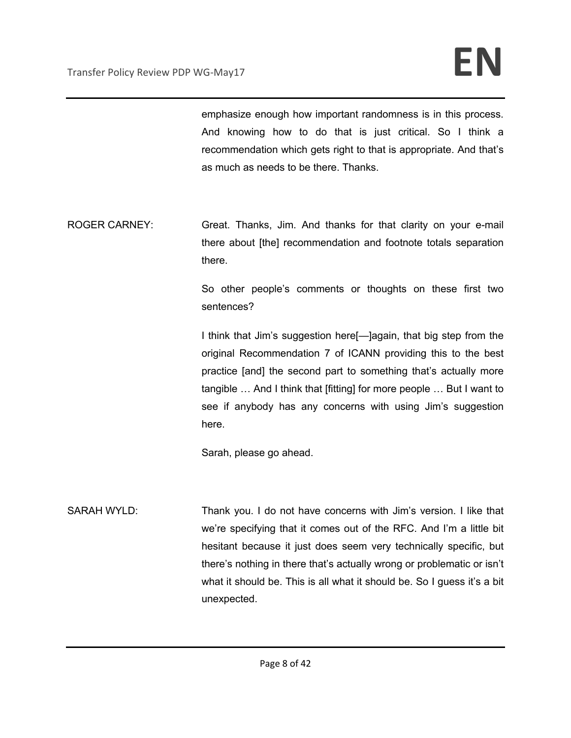emphasize enough how important randomness is in this process. And knowing how to do that is just critical. So I think a recommendation which gets right to that is appropriate. And that's as much as needs to be there. Thanks.

ROGER CARNEY: Great. Thanks, Jim. And thanks for that clarity on your e-mail there about [the] recommendation and footnote totals separation there.

So other people's comments or thoughts on these first two sentences?

I think that Jim's suggestion here[—]again, that big step from the original Recommendation 7 of ICANN providing this to the best practice [and] the second part to something that's actually more tangible … And I think that [fitting] for more people … But I want to see if anybody has any concerns with using Jim's suggestion here.

Sarah, please go ahead.

SARAH WYLD: Thank you. I do not have concerns with Jim's version. I like that we're specifying that it comes out of the RFC. And I'm a little bit hesitant because it just does seem very technically specific, but there's nothing in there that's actually wrong or problematic or isn't what it should be. This is all what it should be. So I guess it's a bit unexpected.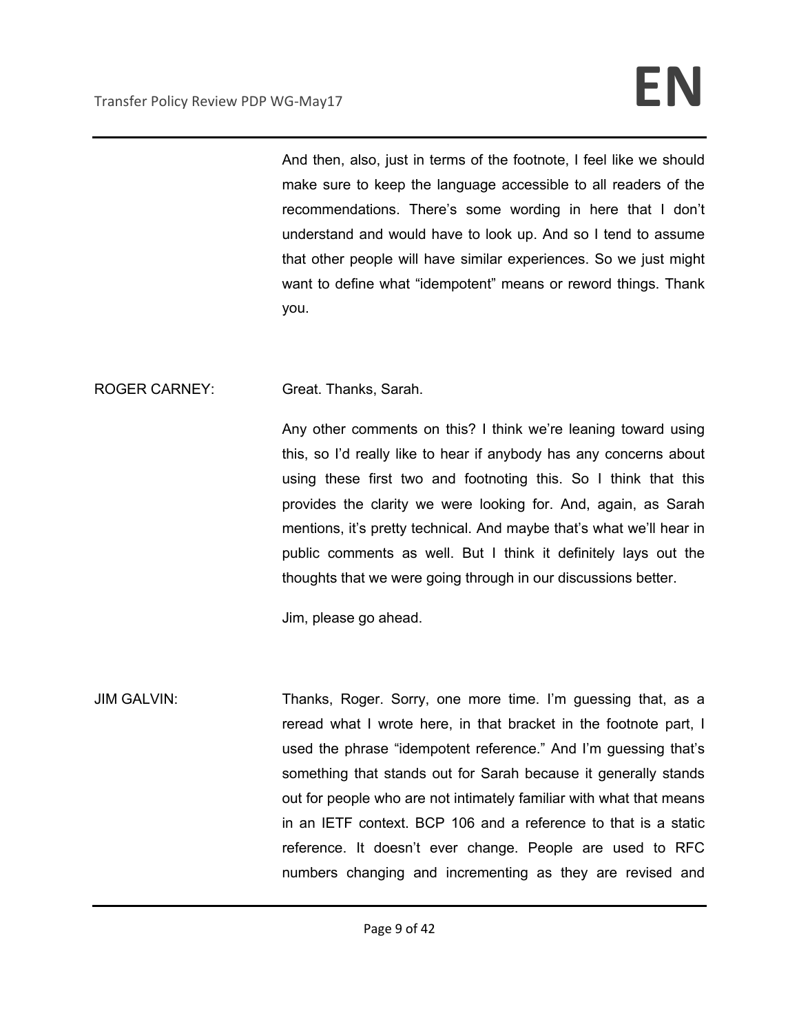And then, also, just in terms of the footnote, I feel like we should make sure to keep the language accessible to all readers of the recommendations. There's some wording in here that I don't understand and would have to look up. And so I tend to assume that other people will have similar experiences. So we just might want to define what "idempotent" means or reword things. Thank you.

ROGER CARNEY: Great. Thanks, Sarah.

Any other comments on this? I think we're leaning toward using this, so I'd really like to hear if anybody has any concerns about using these first two and footnoting this. So I think that this provides the clarity we were looking for. And, again, as Sarah mentions, it's pretty technical. And maybe that's what we'll hear in public comments as well. But I think it definitely lays out the thoughts that we were going through in our discussions better.

Jim, please go ahead.

JIM GALVIN: Thanks, Roger. Sorry, one more time. I'm guessing that, as a reread what I wrote here, in that bracket in the footnote part, I used the phrase "idempotent reference." And I'm guessing that's something that stands out for Sarah because it generally stands out for people who are not intimately familiar with what that means in an IETF context. BCP 106 and a reference to that is a static reference. It doesn't ever change. People are used to RFC numbers changing and incrementing as they are revised and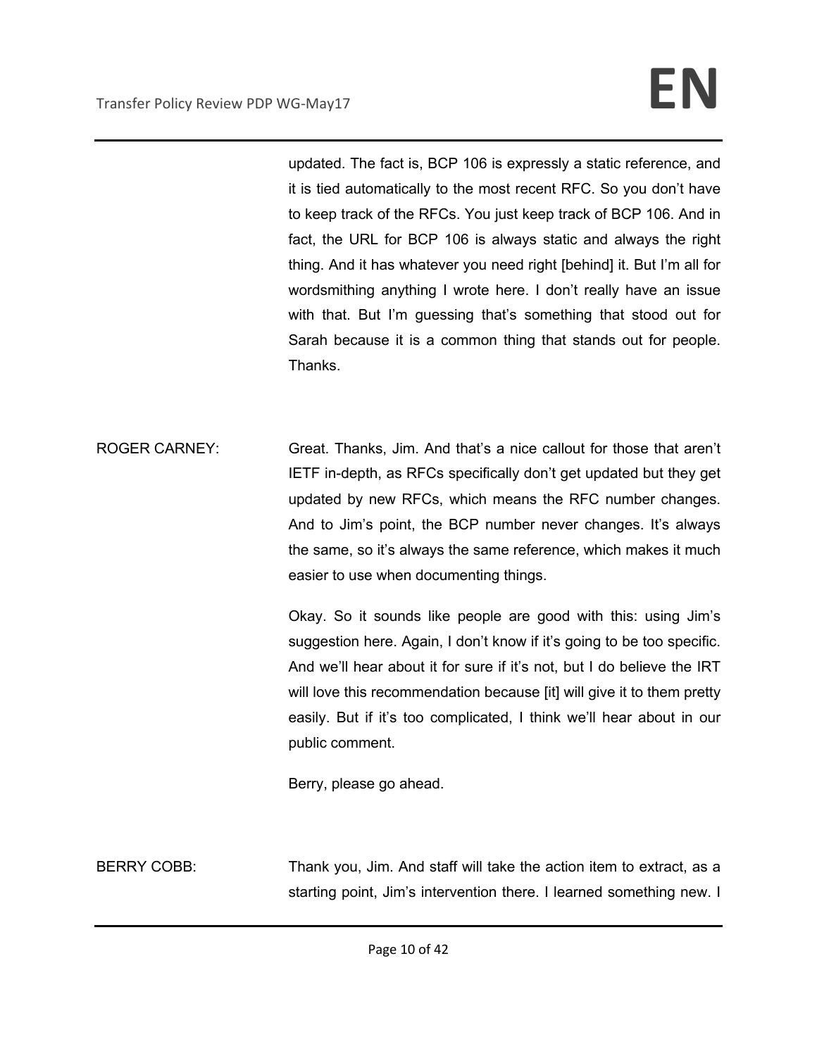updated. The fact is, BCP 106 is expressly a static reference, and it is tied automatically to the most recent RFC. So you don't have to keep track of the RFCs. You just keep track of BCP 106. And in fact, the URL for BCP 106 is always static and always the right thing. And it has whatever you need right [behind] it. But I'm all for wordsmithing anything I wrote here. I don't really have an issue with that. But I'm guessing that's something that stood out for Sarah because it is a common thing that stands out for people. Thanks.

ROGER CARNEY: Great. Thanks, Jim. And that's a nice callout for those that aren't IETF in-depth, as RFCs specifically don't get updated but they get updated by new RFCs, which means the RFC number changes. And to Jim's point, the BCP number never changes. It's always the same, so it's always the same reference, which makes it much easier to use when documenting things.

Okay. So it sounds like people are good with this: using Jim's suggestion here. Again, I don't know if it's going to be too specific. And we'll hear about it for sure if it's not, but I do believe the IRT will love this recommendation because [it] will give it to them pretty easily. But if it's too complicated, I think we'll hear about in our public comment.

Berry, please go ahead.

BERRY COBB: Thank you, Jim. And staff will take the action item to extract, as a starting point, Jim's intervention there. I learned something new. I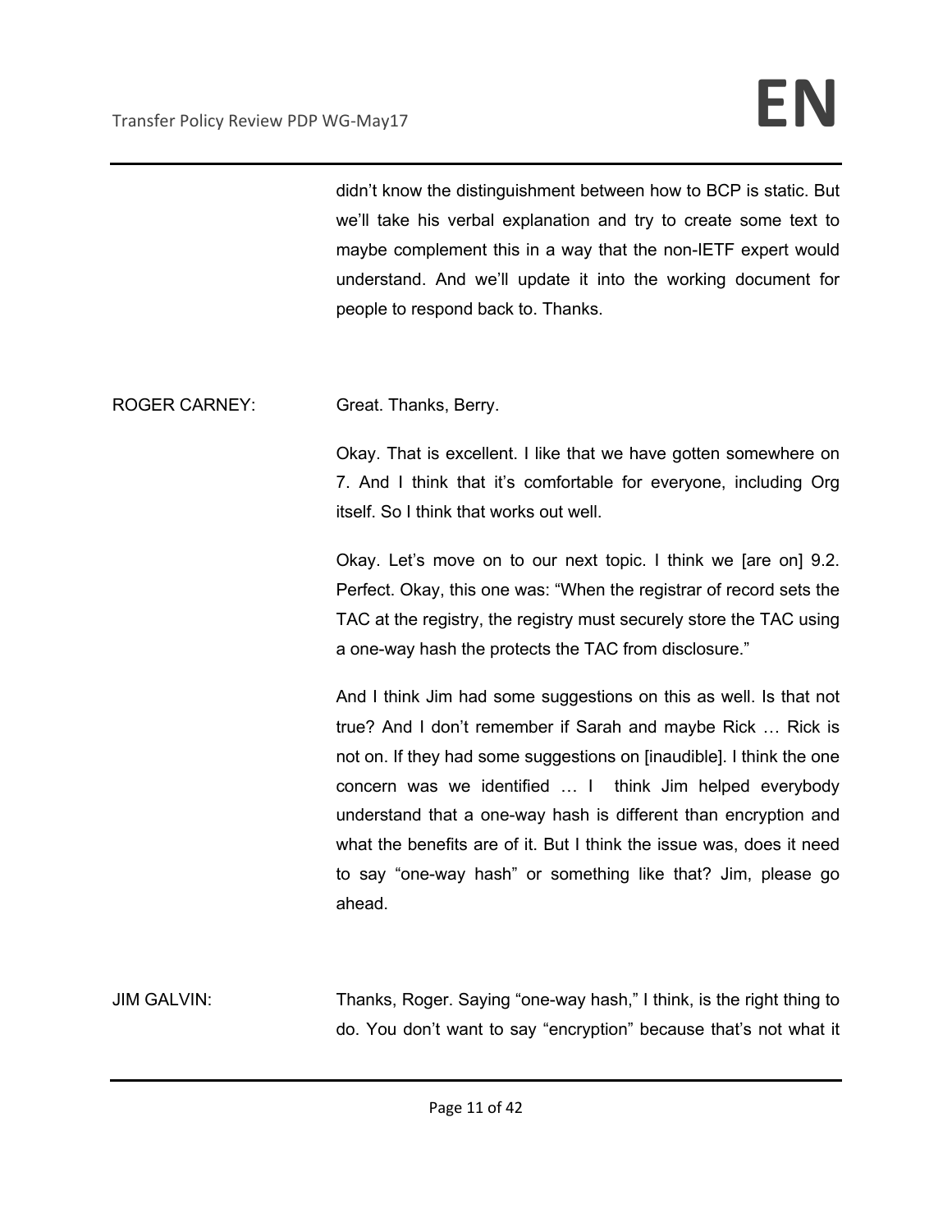didn't know the distinguishment between how to BCP is static. But we'll take his verbal explanation and try to create some text to maybe complement this in a way that the non-IETF expert would understand. And we'll update it into the working document for people to respond back to. Thanks.

ROGER CARNEY: Great. Thanks, Berry.

Okay. That is excellent. I like that we have gotten somewhere on 7. And I think that it's comfortable for everyone, including Org itself. So I think that works out well.

Okay. Let's move on to our next topic. I think we [are on] 9.2. Perfect. Okay, this one was: "When the registrar of record sets the TAC at the registry, the registry must securely store the TAC using a one-way hash the protects the TAC from disclosure."

And I think Jim had some suggestions on this as well. Is that not true? And I don't remember if Sarah and maybe Rick … Rick is not on. If they had some suggestions on [inaudible]. I think the one concern was we identified … I think Jim helped everybody understand that a one-way hash is different than encryption and what the benefits are of it. But I think the issue was, does it need to say "one-way hash" or something like that? Jim, please go ahead.

JIM GALVIN: Thanks, Roger. Saying "one-way hash," I think, is the right thing to do. You don't want to say "encryption" because that's not what it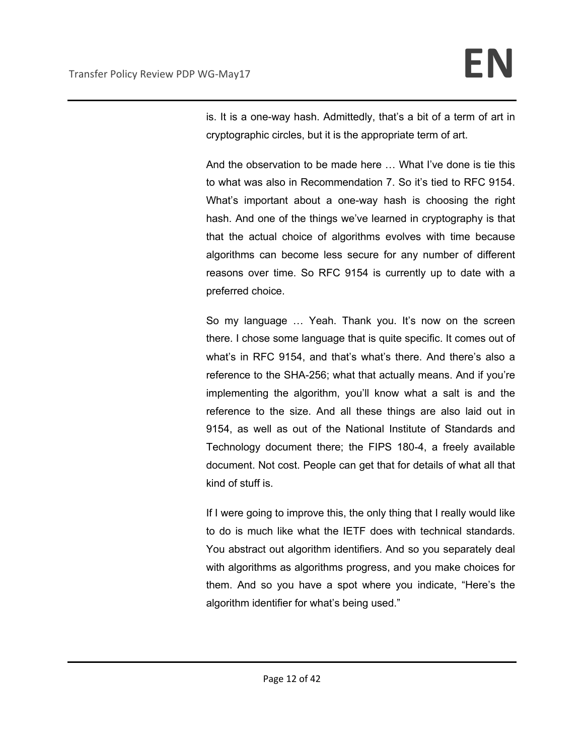is. It is a one-way hash. Admittedly, that's a bit of a term of art in cryptographic circles, but it is the appropriate term of art.

And the observation to be made here … What I've done is tie this to what was also in Recommendation 7. So it's tied to RFC 9154. What's important about a one-way hash is choosing the right hash. And one of the things we've learned in cryptography is that that the actual choice of algorithms evolves with time because algorithms can become less secure for any number of different reasons over time. So RFC 9154 is currently up to date with a preferred choice.

So my language … Yeah. Thank you. It's now on the screen there. I chose some language that is quite specific. It comes out of what's in RFC 9154, and that's what's there. And there's also a reference to the SHA-256; what that actually means. And if you're implementing the algorithm, you'll know what a salt is and the reference to the size. And all these things are also laid out in 9154, as well as out of the National Institute of Standards and Technology document there; the FIPS 180-4, a freely available document. Not cost. People can get that for details of what all that kind of stuff is.

If I were going to improve this, the only thing that I really would like to do is much like what the IETF does with technical standards. You abstract out algorithm identifiers. And so you separately deal with algorithms as algorithms progress, and you make choices for them. And so you have a spot where you indicate, "Here's the algorithm identifier for what's being used."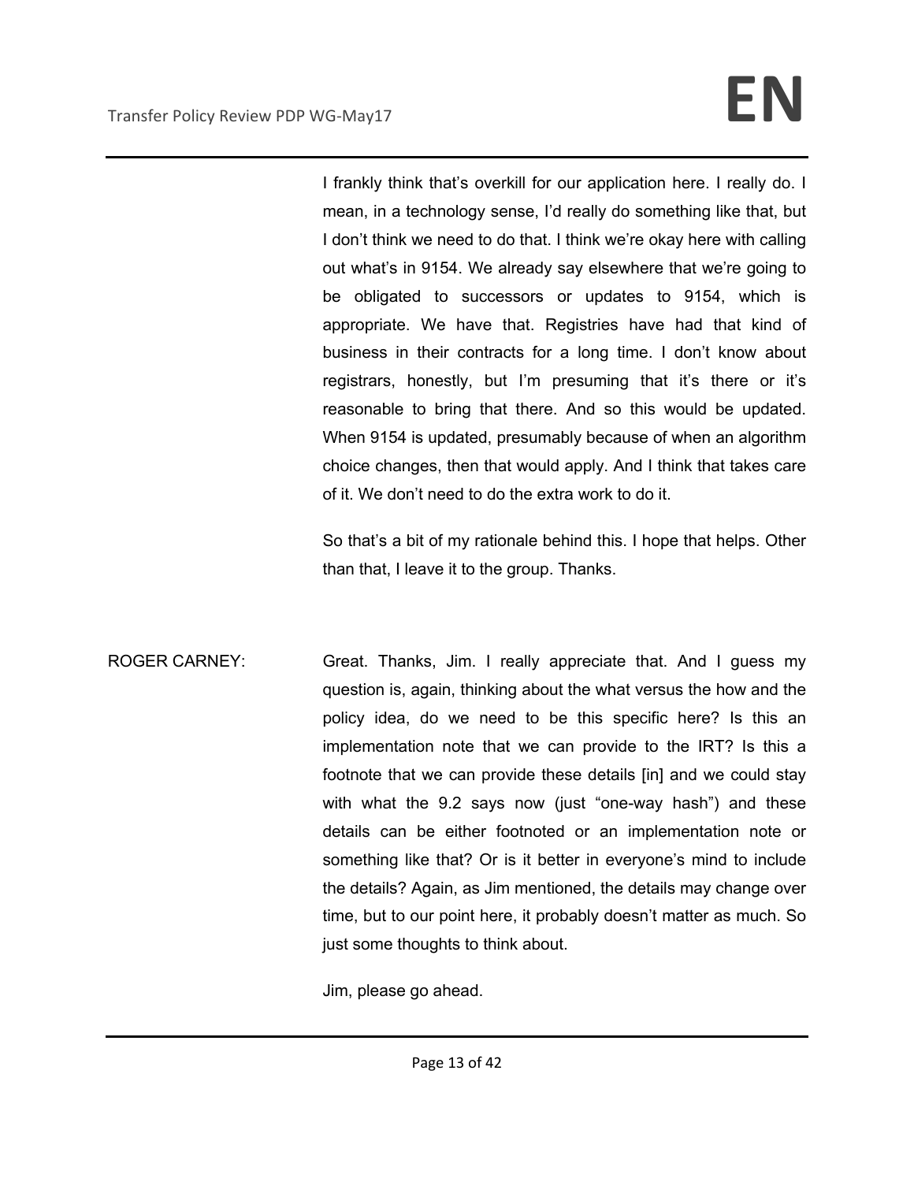I frankly think that's overkill for our application here. I really do. I mean, in a technology sense, I'd really do something like that, but I don't think we need to do that. I think we're okay here with calling out what's in 9154. We already say elsewhere that we're going to be obligated to successors or updates to 9154, which is appropriate. We have that. Registries have had that kind of business in their contracts for a long time. I don't know about registrars, honestly, but I'm presuming that it's there or it's reasonable to bring that there. And so this would be updated. When 9154 is updated, presumably because of when an algorithm choice changes, then that would apply. And I think that takes care of it. We don't need to do the extra work to do it.

So that's a bit of my rationale behind this. I hope that helps. Other than that, I leave it to the group. Thanks.

ROGER CARNEY: Great. Thanks, Jim. I really appreciate that. And I guess my question is, again, thinking about the what versus the how and the policy idea, do we need to be this specific here? Is this an implementation note that we can provide to the IRT? Is this a footnote that we can provide these details [in] and we could stay with what the 9.2 says now (just "one-way hash") and these details can be either footnoted or an implementation note or something like that? Or is it better in everyone's mind to include the details? Again, as Jim mentioned, the details may change over time, but to our point here, it probably doesn't matter as much. So just some thoughts to think about.

Jim, please go ahead.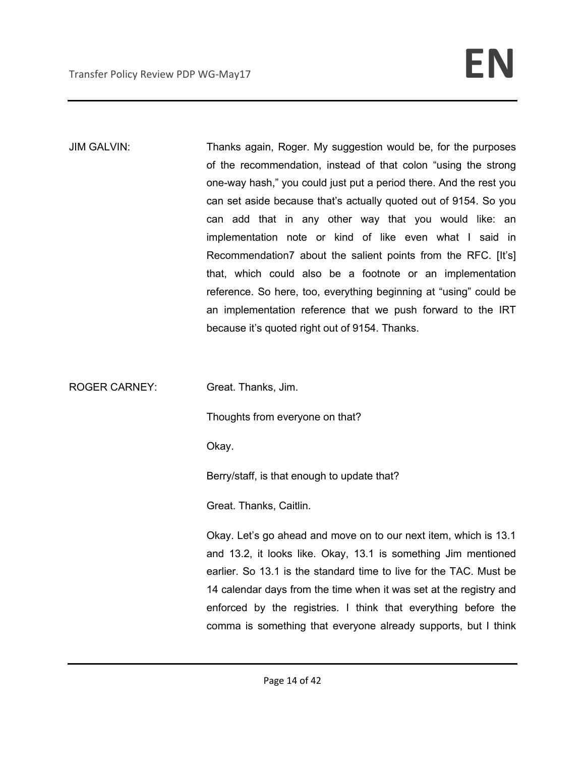JIM GALVIN: Thanks again, Roger. My suggestion would be, for the purposes of the recommendation, instead of that colon "using the strong one-way hash," you could just put a period there. And the rest you can set aside because that's actually quoted out of 9154. So you can add that in any other way that you would like: an implementation note or kind of like even what I said in Recommendation7 about the salient points from the RFC. [It's] that, which could also be a footnote or an implementation reference. So here, too, everything beginning at "using" could be an implementation reference that we push forward to the IRT because it's quoted right out of 9154. Thanks.

ROGER CARNEY: Great. Thanks, Jim.

Thoughts from everyone on that?

Okay.

Berry/staff, is that enough to update that?

Great. Thanks, Caitlin.

Okay. Let's go ahead and move on to our next item, which is 13.1 and 13.2, it looks like. Okay, 13.1 is something Jim mentioned earlier. So 13.1 is the standard time to live for the TAC. Must be 14 calendar days from the time when it was set at the registry and enforced by the registries. I think that everything before the comma is something that everyone already supports, but I think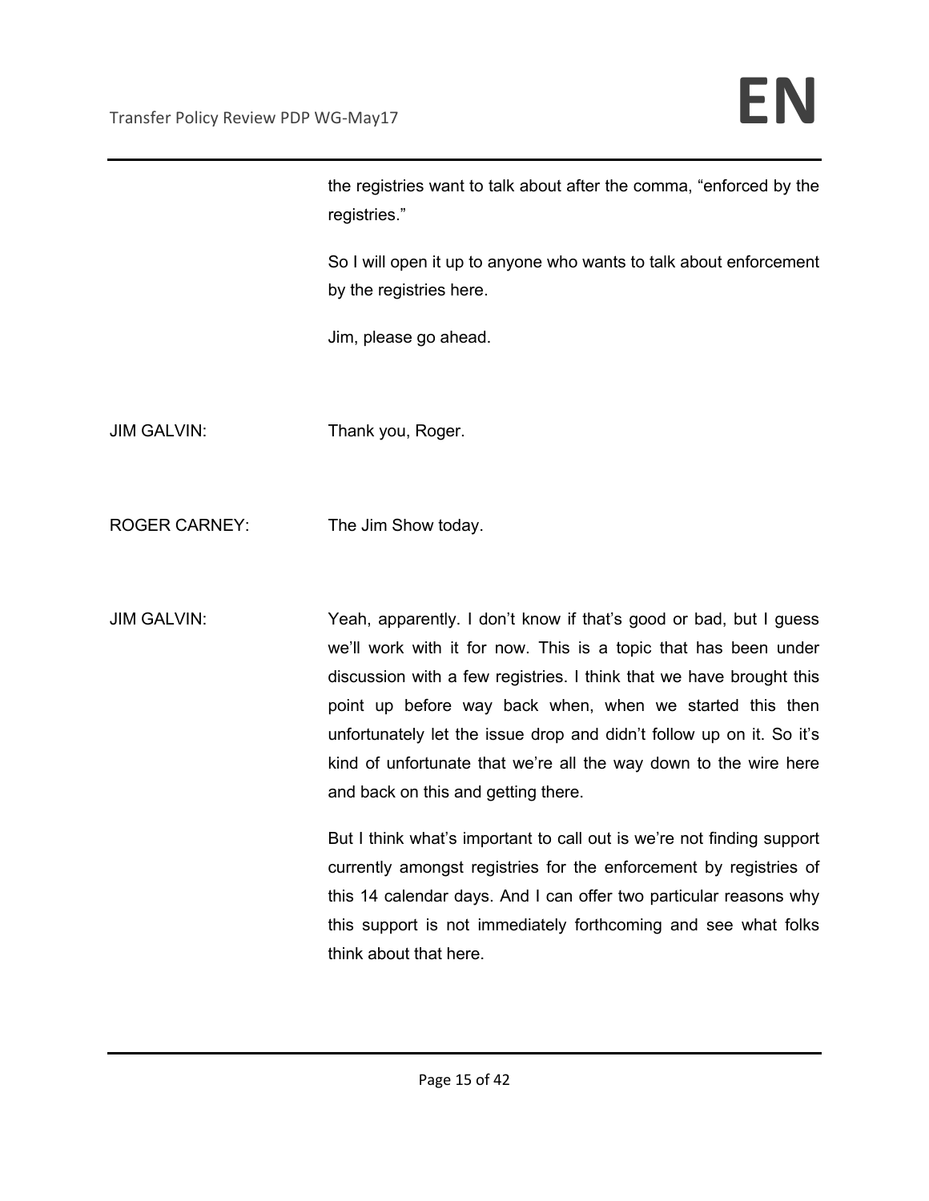the registries want to talk about after the comma, "enforced by the registries."

So I will open it up to anyone who wants to talk about enforcement by the registries here.

Jim, please go ahead.

JIM GALVIN: Thank you, Roger.

ROGER CARNEY: The Jim Show today.

JIM GALVIN: Yeah, apparently. I don't know if that's good or bad, but I guess we'll work with it for now. This is a topic that has been under discussion with a few registries. I think that we have brought this point up before way back when, when we started this then unfortunately let the issue drop and didn't follow up on it. So it's kind of unfortunate that we're all the way down to the wire here and back on this and getting there.

But I think what's important to call out is we're not finding support currently amongst registries for the enforcement by registries of this 14 calendar days. And I can offer two particular reasons why this support is not immediately forthcoming and see what folks think about that here.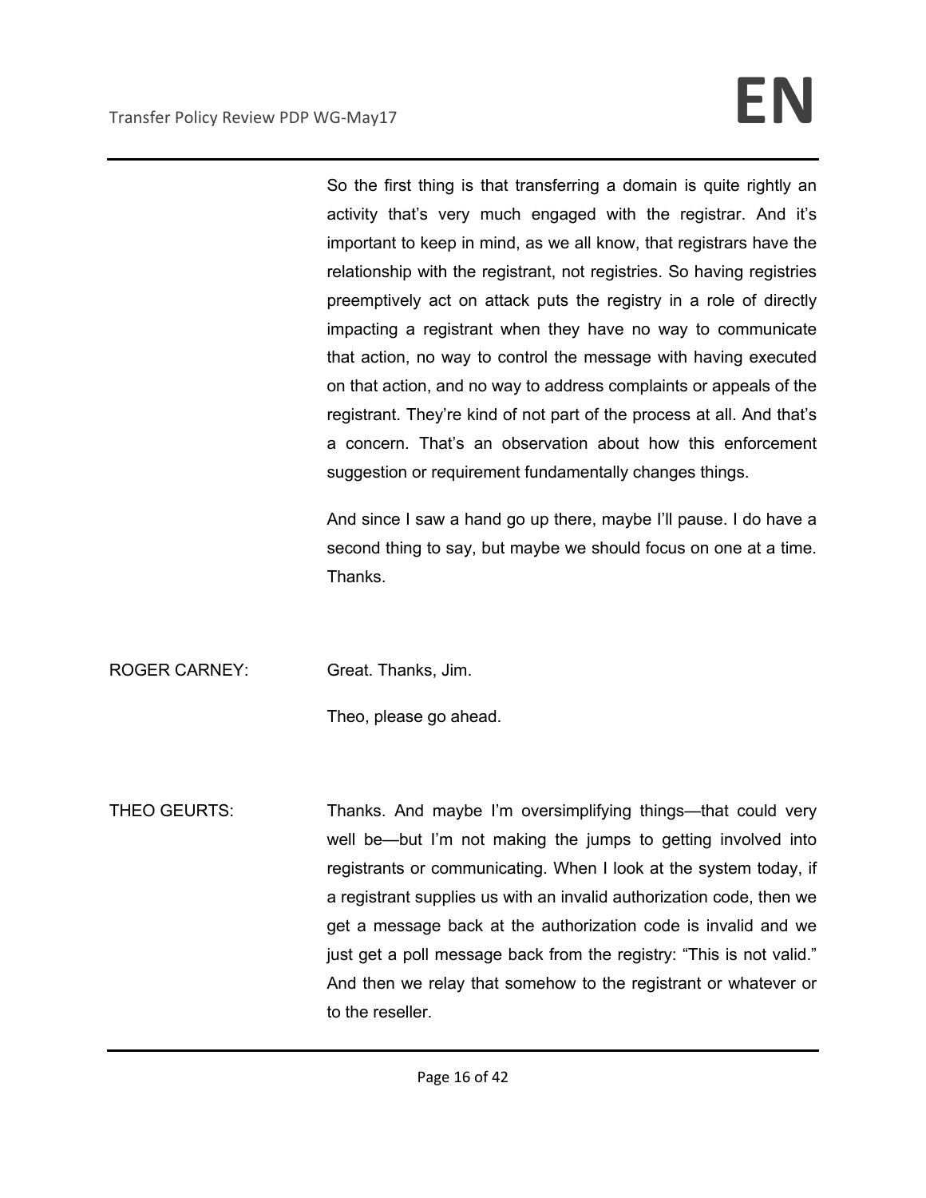So the first thing is that transferring a domain is quite rightly an activity that's very much engaged with the registrar. And it's important to keep in mind, as we all know, that registrars have the relationship with the registrant, not registries. So having registries preemptively act on attack puts the registry in a role of directly impacting a registrant when they have no way to communicate that action, no way to control the message with having executed on that action, and no way to address complaints or appeals of the registrant. They're kind of not part of the process at all. And that's a concern. That's an observation about how this enforcement suggestion or requirement fundamentally changes things.

And since I saw a hand go up there, maybe I'll pause. I do have a second thing to say, but maybe we should focus on one at a time. Thanks.

ROGER CARNEY: Great. Thanks, Jim.

Theo, please go ahead.

THEO GEURTS: Thanks. And maybe I'm oversimplifying things—that could very well be—but I'm not making the jumps to getting involved into registrants or communicating. When I look at the system today, if a registrant supplies us with an invalid authorization code, then we get a message back at the authorization code is invalid and we just get a poll message back from the registry: "This is not valid." And then we relay that somehow to the registrant or whatever or to the reseller.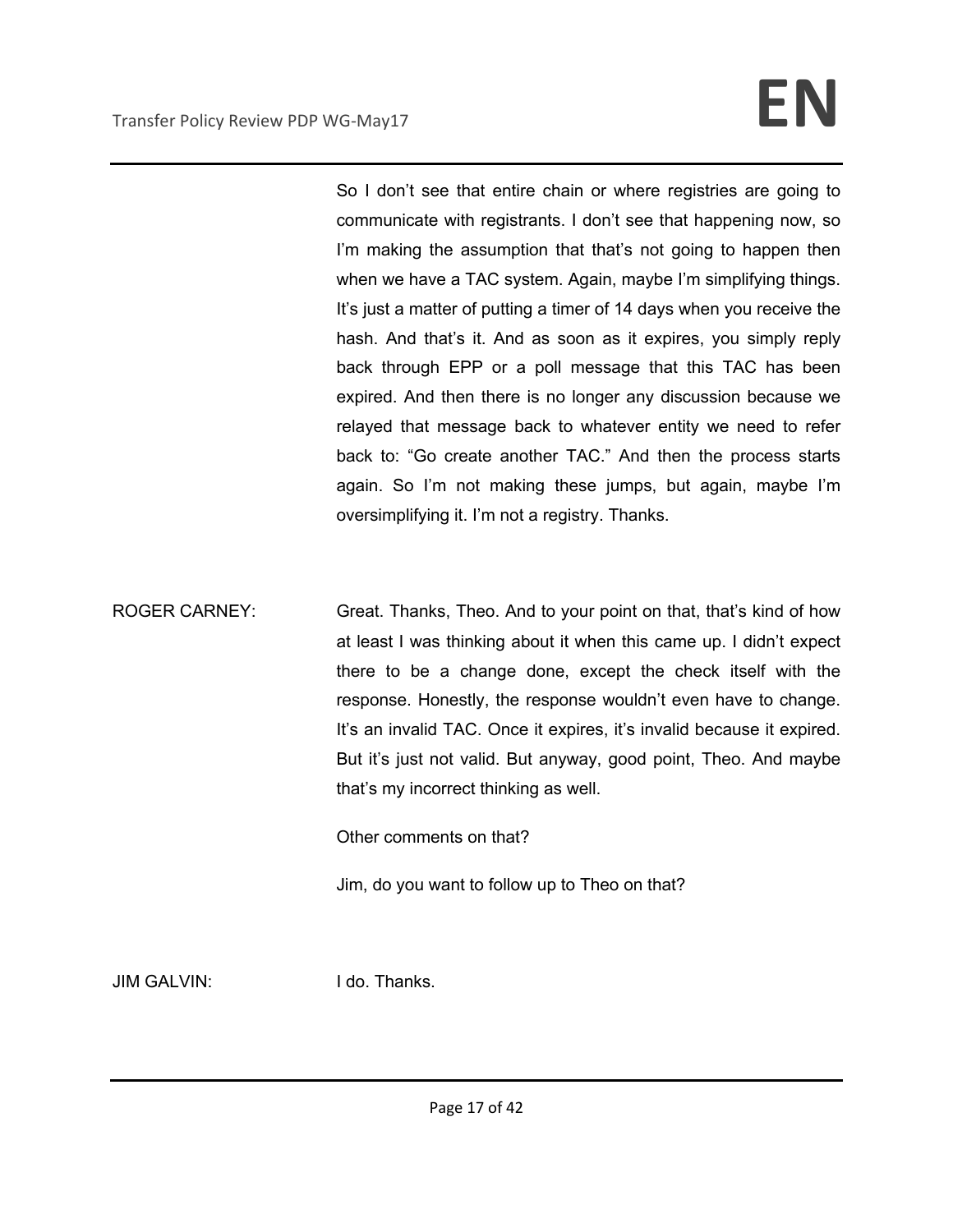So I don't see that entire chain or where registries are going to communicate with registrants. I don't see that happening now, so I'm making the assumption that that's not going to happen then when we have a TAC system. Again, maybe I'm simplifying things. It's just a matter of putting a timer of 14 days when you receive the hash. And that's it. And as soon as it expires, you simply reply back through EPP or a poll message that this TAC has been expired. And then there is no longer any discussion because we relayed that message back to whatever entity we need to refer back to: "Go create another TAC." And then the process starts again. So I'm not making these jumps, but again, maybe I'm oversimplifying it. I'm not a registry. Thanks.

ROGER CARNEY: Great. Thanks, Theo. And to your point on that, that's kind of how at least I was thinking about it when this came up. I didn't expect there to be a change done, except the check itself with the response. Honestly, the response wouldn't even have to change. It's an invalid TAC. Once it expires, it's invalid because it expired. But it's just not valid. But anyway, good point, Theo. And maybe that's my incorrect thinking as well.

Other comments on that?

Jim, do you want to follow up to Theo on that?

JIM GALVIN: I do. Thanks.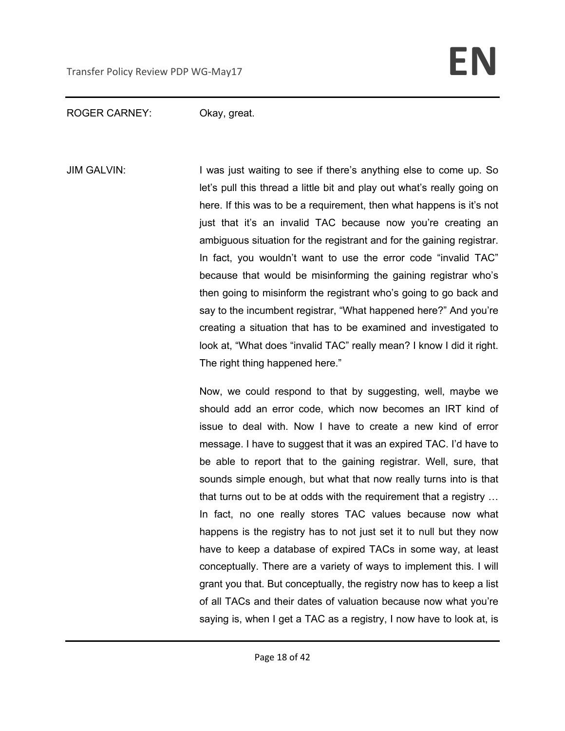ROGER CARNEY: Okay, great.

JIM GALVIN: I was just waiting to see if there's anything else to come up. So let's pull this thread a little bit and play out what's really going on here. If this was to be a requirement, then what happens is it's not just that it's an invalid TAC because now you're creating an ambiguous situation for the registrant and for the gaining registrar. In fact, you wouldn't want to use the error code "invalid TAC" because that would be misinforming the gaining registrar who's then going to misinform the registrant who's going to go back and say to the incumbent registrar, "What happened here?" And you're creating a situation that has to be examined and investigated to look at, "What does "invalid TAC" really mean? I know I did it right. The right thing happened here."

Now, we could respond to that by suggesting, well, maybe we should add an error code, which now becomes an IRT kind of issue to deal with. Now I have to create a new kind of error message. I have to suggest that it was an expired TAC. I'd have to be able to report that to the gaining registrar. Well, sure, that sounds simple enough, but what that now really turns into is that that turns out to be at odds with the requirement that a registry … In fact, no one really stores TAC values because now what happens is the registry has to not just set it to null but they now have to keep a database of expired TACs in some way, at least conceptually. There are a variety of ways to implement this. I will grant you that. But conceptually, the registry now has to keep a list of all TACs and their dates of valuation because now what you're saying is, when I get a TAC as a registry, I now have to look at, is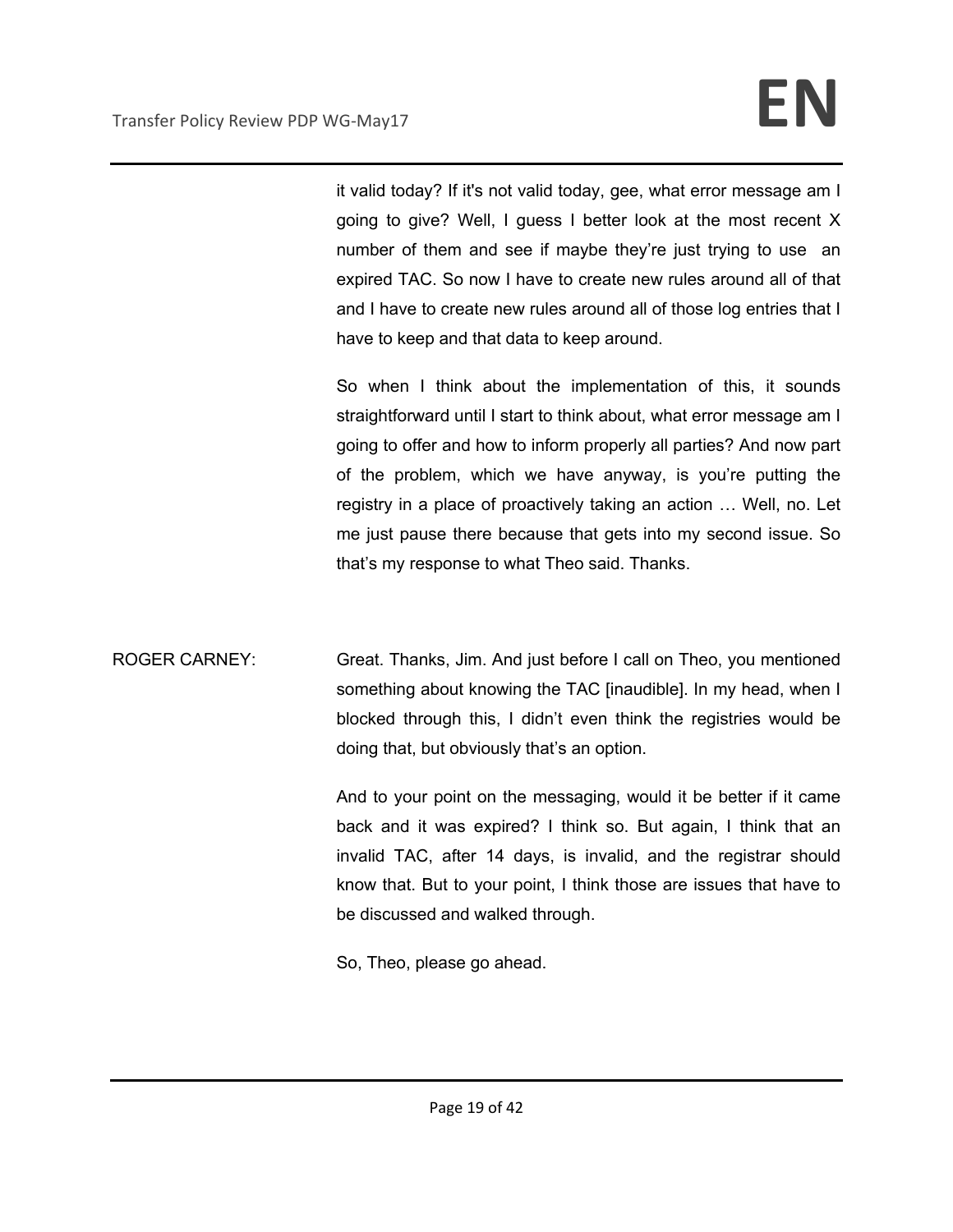it valid today? If it's not valid today, gee, what error message am I going to give? Well, I guess I better look at the most recent X number of them and see if maybe they're just trying to use an expired TAC. So now I have to create new rules around all of that and I have to create new rules around all of those log entries that I have to keep and that data to keep around.

So when I think about the implementation of this, it sounds straightforward until I start to think about, what error message am I going to offer and how to inform properly all parties? And now part of the problem, which we have anyway, is you're putting the registry in a place of proactively taking an action … Well, no. Let me just pause there because that gets into my second issue. So that's my response to what Theo said. Thanks.

ROGER CARNEY: Great. Thanks, Jim. And just before I call on Theo, you mentioned something about knowing the TAC [inaudible]. In my head, when I blocked through this, I didn't even think the registries would be doing that, but obviously that's an option.

And to your point on the messaging, would it be better if it came back and it was expired? I think so. But again, I think that an invalid TAC, after 14 days, is invalid, and the registrar should know that. But to your point, I think those are issues that have to be discussed and walked through.

So, Theo, please go ahead.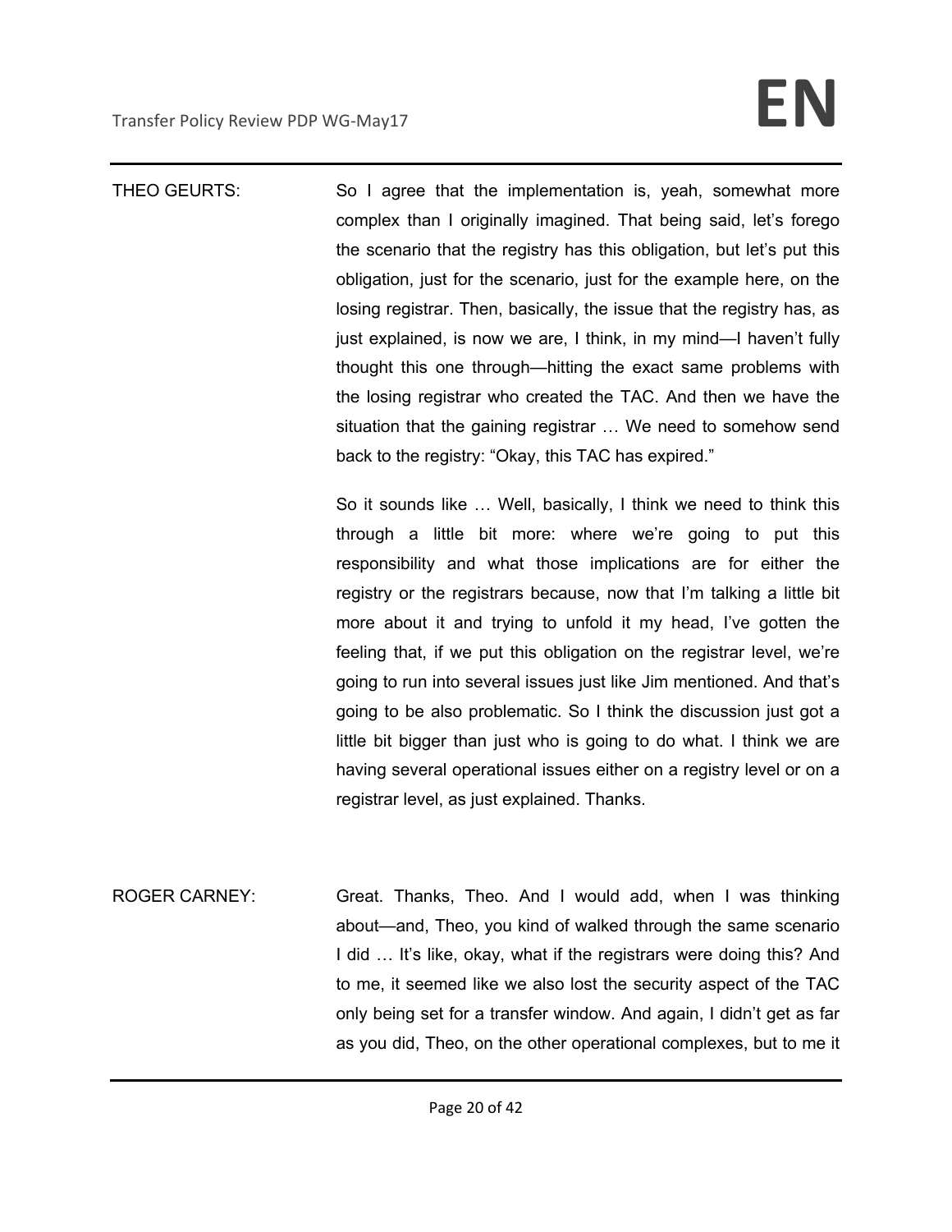THEO GEURTS: So I agree that the implementation is, yeah, somewhat more complex than I originally imagined. That being said, let's forego the scenario that the registry has this obligation, but let's put this obligation, just for the scenario, just for the example here, on the losing registrar. Then, basically, the issue that the registry has, as just explained, is now we are, I think, in my mind—I haven't fully thought this one through—hitting the exact same problems with the losing registrar who created the TAC. And then we have the situation that the gaining registrar … We need to somehow send back to the registry: "Okay, this TAC has expired."

So it sounds like … Well, basically, I think we need to think this through a little bit more: where we're going to put this responsibility and what those implications are for either the registry or the registrars because, now that I'm talking a little bit more about it and trying to unfold it my head, I've gotten the feeling that, if we put this obligation on the registrar level, we're going to run into several issues just like Jim mentioned. And that's going to be also problematic. So I think the discussion just got a little bit bigger than just who is going to do what. I think we are having several operational issues either on a registry level or on a registrar level, as just explained. Thanks.

ROGER CARNEY: Great. Thanks, Theo. And I would add, when I was thinking about—and, Theo, you kind of walked through the same scenario I did … It's like, okay, what if the registrars were doing this? And to me, it seemed like we also lost the security aspect of the TAC only being set for a transfer window. And again, I didn't get as far as you did, Theo, on the other operational complexes, but to me it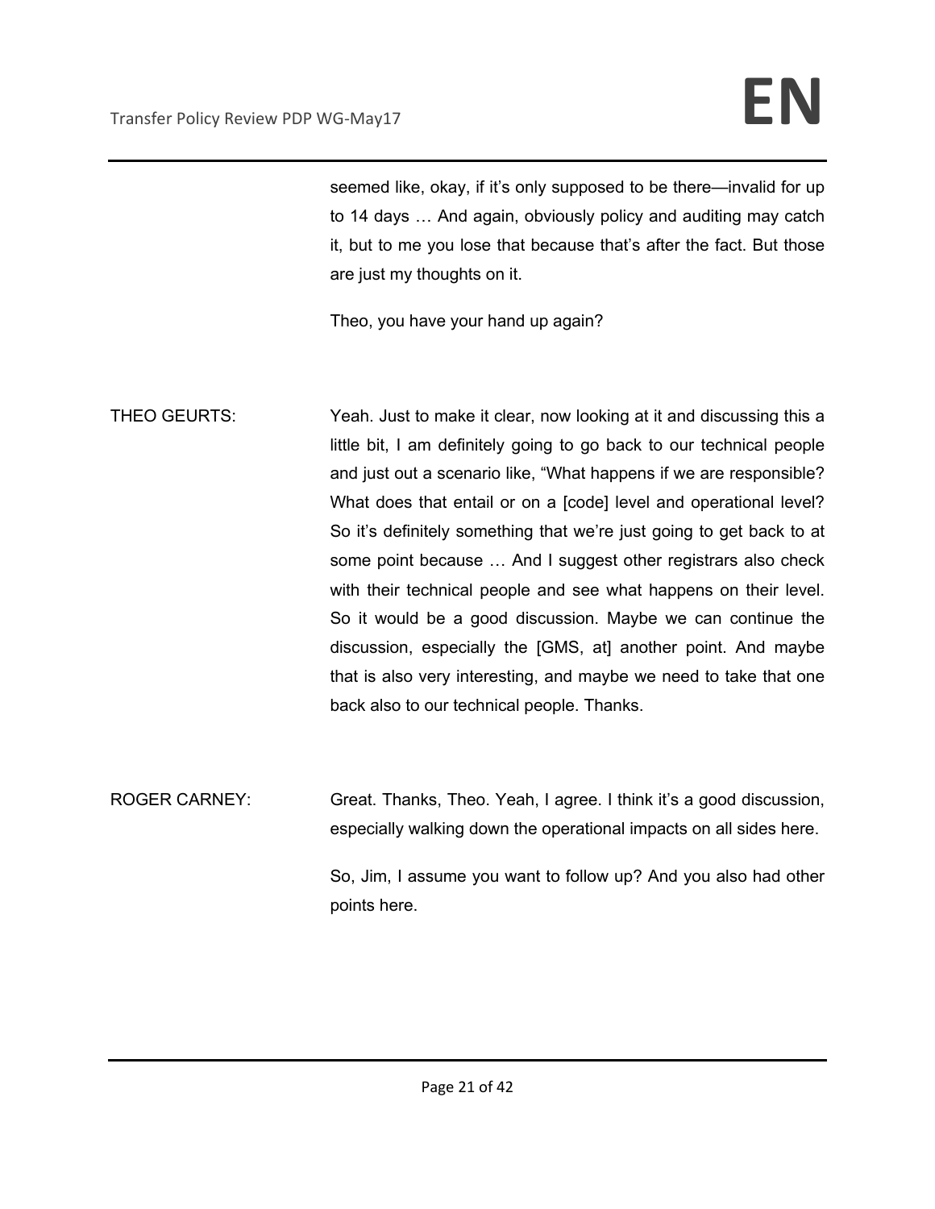seemed like, okay, if it's only supposed to be there—invalid for up to 14 days … And again, obviously policy and auditing may catch it, but to me you lose that because that's after the fact. But those are just my thoughts on it.

Theo, you have your hand up again?

THEO GEURTS: Yeah. Just to make it clear, now looking at it and discussing this a little bit, I am definitely going to go back to our technical people and just out a scenario like, "What happens if we are responsible? What does that entail or on a [code] level and operational level? So it's definitely something that we're just going to get back to at some point because … And I suggest other registrars also check with their technical people and see what happens on their level. So it would be a good discussion. Maybe we can continue the discussion, especially the [GMS, at] another point. And maybe that is also very interesting, and maybe we need to take that one back also to our technical people. Thanks.

ROGER CARNEY: Great. Thanks, Theo. Yeah, I agree. I think it's a good discussion, especially walking down the operational impacts on all sides here.

So, Jim, I assume you want to follow up? And you also had other points here.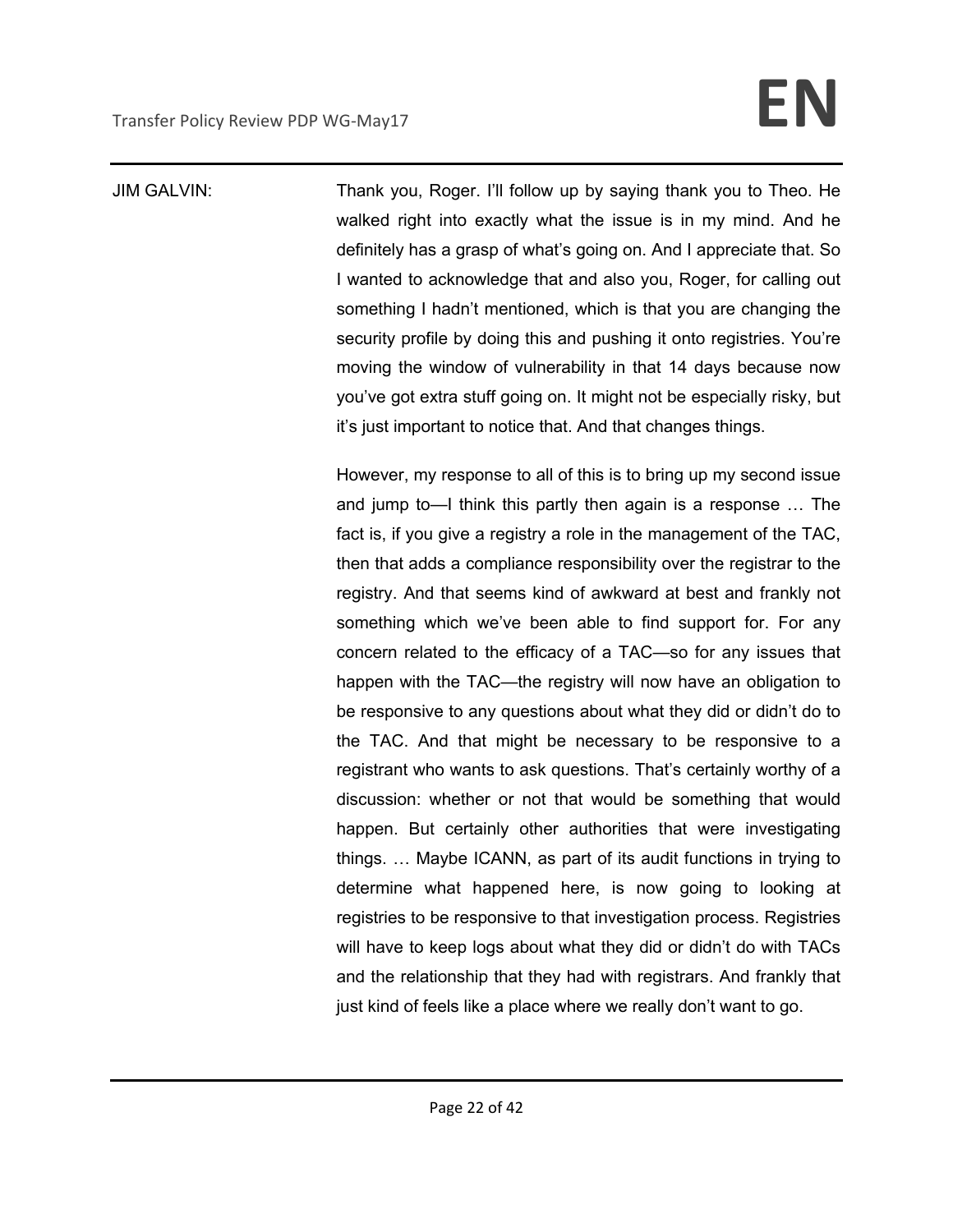JIM GALVIN: Thank you, Roger. I'll follow up by saying thank you to Theo. He walked right into exactly what the issue is in my mind. And he definitely has a grasp of what's going on. And I appreciate that. So I wanted to acknowledge that and also you, Roger, for calling out something I hadn't mentioned, which is that you are changing the security profile by doing this and pushing it onto registries. You're moving the window of vulnerability in that 14 days because now you've got extra stuff going on. It might not be especially risky, but it's just important to notice that. And that changes things.

However, my response to all of this is to bring up my second issue and jump to—I think this partly then again is a response … The fact is, if you give a registry a role in the management of the TAC, then that adds a compliance responsibility over the registrar to the registry. And that seems kind of awkward at best and frankly not something which we've been able to find support for. For any concern related to the efficacy of a TAC—so for any issues that happen with the TAC—the registry will now have an obligation to be responsive to any questions about what they did or didn't do to the TAC. And that might be necessary to be responsive to a registrant who wants to ask questions. That's certainly worthy of a discussion: whether or not that would be something that would happen. But certainly other authorities that were investigating things. … Maybe ICANN, as part of its audit functions in trying to determine what happened here, is now going to looking at registries to be responsive to that investigation process. Registries will have to keep logs about what they did or didn't do with TACs and the relationship that they had with registrars. And frankly that just kind of feels like a place where we really don't want to go.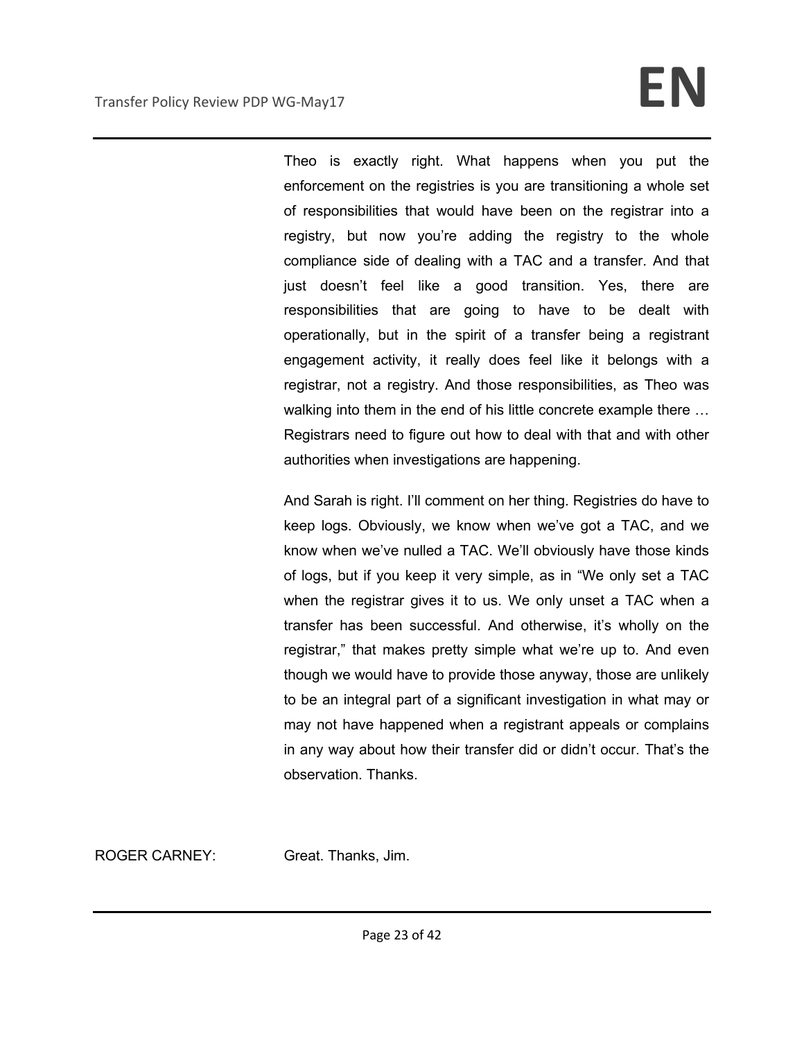Theo is exactly right. What happens when you put the enforcement on the registries is you are transitioning a whole set of responsibilities that would have been on the registrar into a registry, but now you're adding the registry to the whole compliance side of dealing with a TAC and a transfer. And that just doesn't feel like a good transition. Yes, there are responsibilities that are going to have to be dealt with operationally, but in the spirit of a transfer being a registrant engagement activity, it really does feel like it belongs with a registrar, not a registry. And those responsibilities, as Theo was walking into them in the end of his little concrete example there … Registrars need to figure out how to deal with that and with other authorities when investigations are happening.

And Sarah is right. I'll comment on her thing. Registries do have to keep logs. Obviously, we know when we've got a TAC, and we know when we've nulled a TAC. We'll obviously have those kinds of logs, but if you keep it very simple, as in "We only set a TAC when the registrar gives it to us. We only unset a TAC when a transfer has been successful. And otherwise, it's wholly on the registrar," that makes pretty simple what we're up to. And even though we would have to provide those anyway, those are unlikely to be an integral part of a significant investigation in what may or may not have happened when a registrant appeals or complains in any way about how their transfer did or didn't occur. That's the observation. Thanks.

ROGER CARNEY: Great. Thanks, Jim.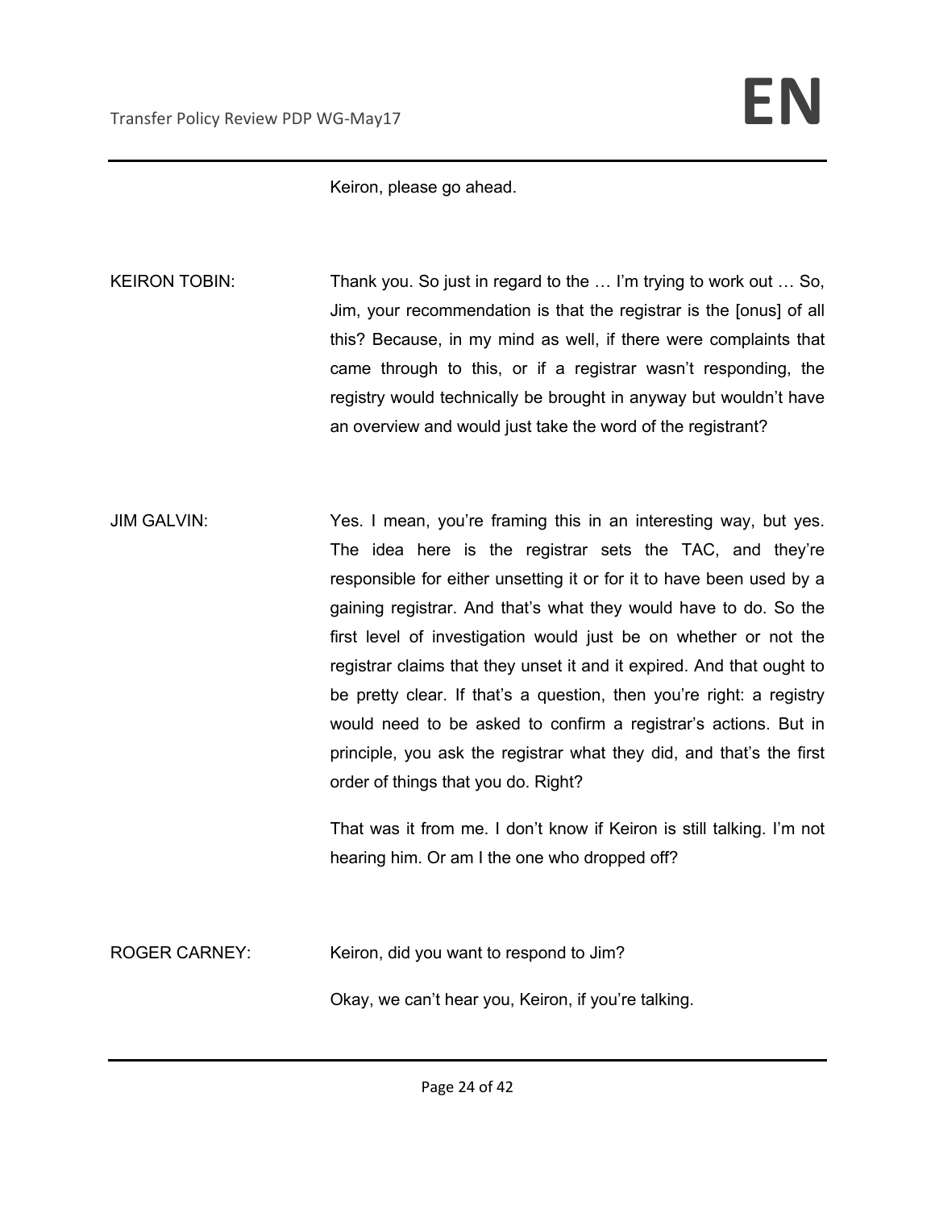Keiron, please go ahead.

KEIRON TOBIN: Thank you. So just in regard to the … I'm trying to work out … So, Jim, your recommendation is that the registrar is the [onus] of all this? Because, in my mind as well, if there were complaints that came through to this, or if a registrar wasn't responding, the registry would technically be brought in anyway but wouldn't have an overview and would just take the word of the registrant?

JIM GALVIN: Yes. I mean, you're framing this in an interesting way, but yes. The idea here is the registrar sets the TAC, and they're responsible for either unsetting it or for it to have been used by a gaining registrar. And that's what they would have to do. So the first level of investigation would just be on whether or not the registrar claims that they unset it and it expired. And that ought to be pretty clear. If that's a question, then you're right: a registry would need to be asked to confirm a registrar's actions. But in principle, you ask the registrar what they did, and that's the first order of things that you do. Right?

That was it from me. I don't know if Keiron is still talking. I'm not hearing him. Or am I the one who dropped off?

ROGER CARNEY: Keiron, did you want to respond to Jim?

Okay, we can't hear you, Keiron, if you're talking.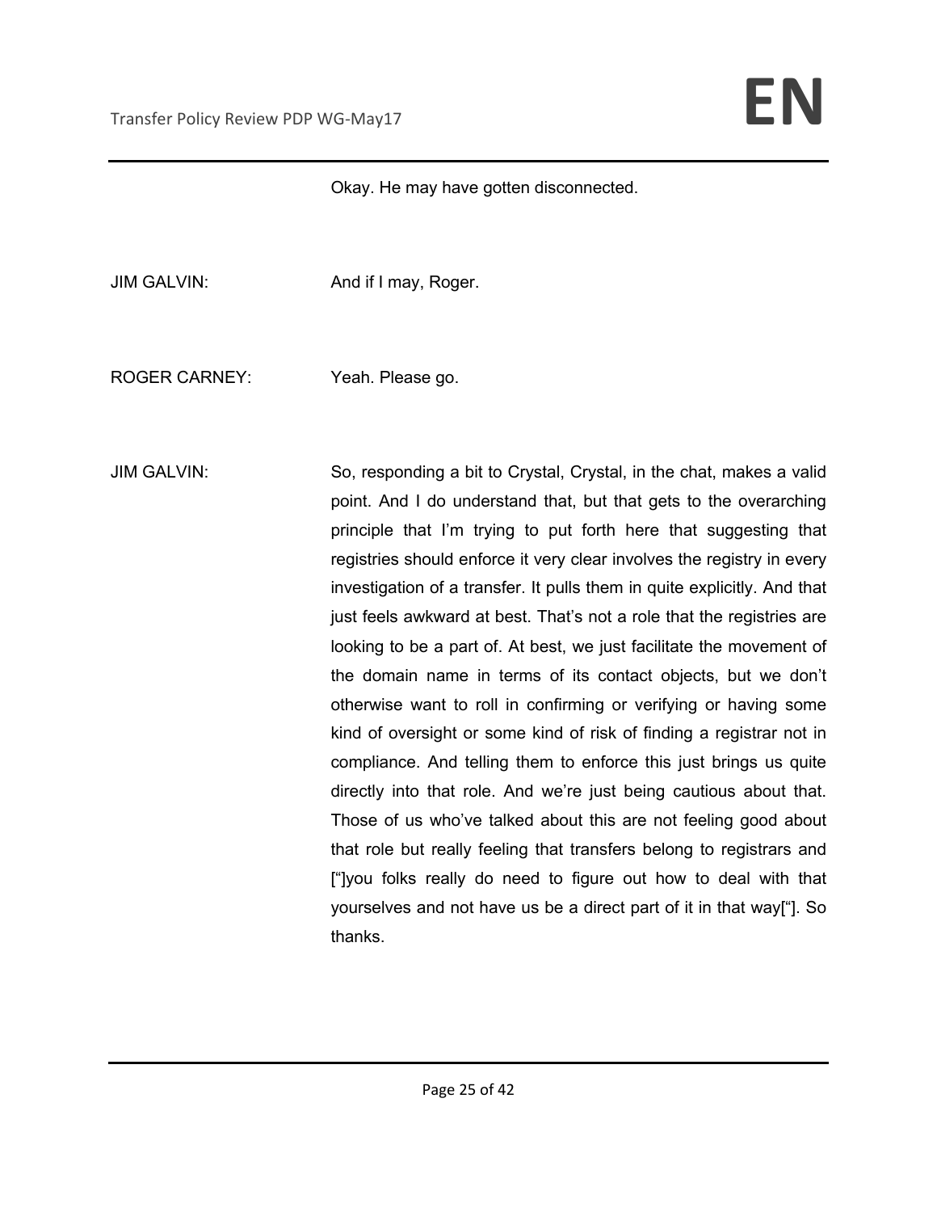Okay. He may have gotten disconnected.

JIM GALVIN: And if I may, Roger.

ROGER CARNEY: Yeah. Please go.

JIM GALVIN: So, responding a bit to Crystal, Crystal, in the chat, makes a valid point. And I do understand that, but that gets to the overarching principle that I'm trying to put forth here that suggesting that registries should enforce it very clear involves the registry in every investigation of a transfer. It pulls them in quite explicitly. And that just feels awkward at best. That's not a role that the registries are looking to be a part of. At best, we just facilitate the movement of the domain name in terms of its contact objects, but we don't otherwise want to roll in confirming or verifying or having some kind of oversight or some kind of risk of finding a registrar not in compliance. And telling them to enforce this just brings us quite directly into that role. And we're just being cautious about that. Those of us who've talked about this are not feeling good about that role but really feeling that transfers belong to registrars and ["]you folks really do need to figure out how to deal with that yourselves and not have us be a direct part of it in that way["]. So thanks.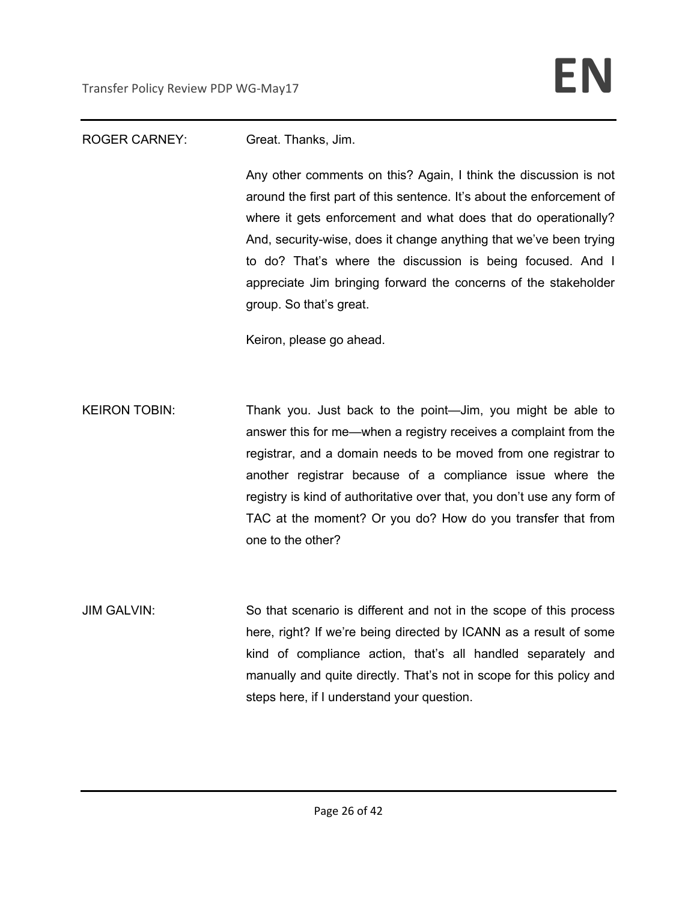ROGER CARNEY: Great. Thanks, Jim.

Any other comments on this? Again, I think the discussion is not around the first part of this sentence. It's about the enforcement of where it gets enforcement and what does that do operationally? And, security-wise, does it change anything that we've been trying to do? That's where the discussion is being focused. And I appreciate Jim bringing forward the concerns of the stakeholder group. So that's great.

Keiron, please go ahead.

KEIRON TOBIN: Thank you. Just back to the point—Jim, you might be able to answer this for me—when a registry receives a complaint from the registrar, and a domain needs to be moved from one registrar to another registrar because of a compliance issue where the registry is kind of authoritative over that, you don't use any form of TAC at the moment? Or you do? How do you transfer that from one to the other?

JIM GALVIN: So that scenario is different and not in the scope of this process here, right? If we're being directed by ICANN as a result of some kind of compliance action, that's all handled separately and manually and quite directly. That's not in scope for this policy and steps here, if I understand your question.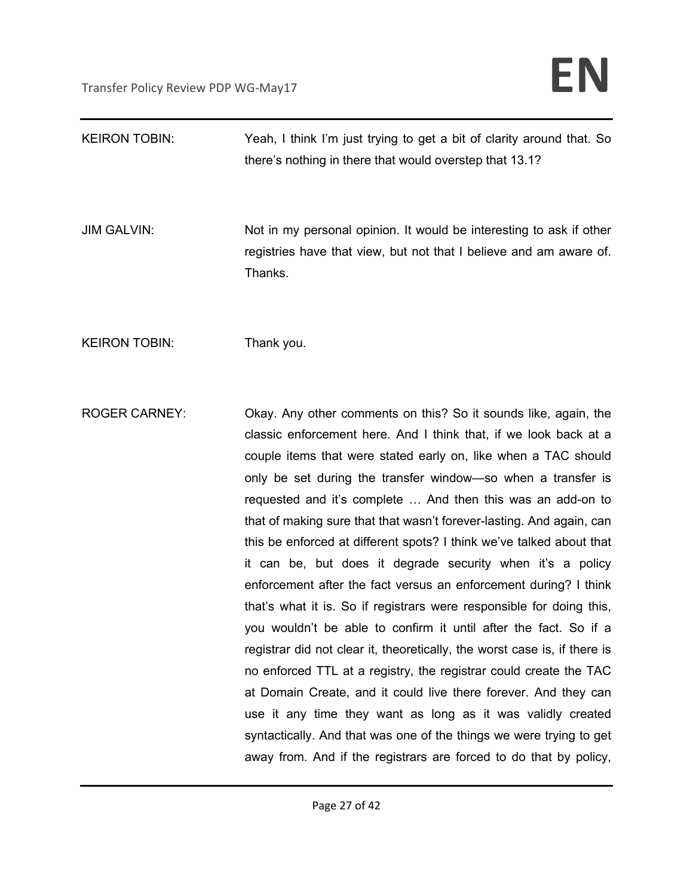KEIRON TOBIN: Yeah, I think I'm just trying to get a bit of clarity around that. So there's nothing in there that would overstep that 13.1?

JIM GALVIN: Not in my personal opinion. It would be interesting to ask if other registries have that view, but not that I believe and am aware of. Thanks.

KEIRON TOBIN: Thank you.

ROGER CARNEY: Okay. Any other comments on this? So it sounds like, again, the classic enforcement here. And I think that, if we look back at a couple items that were stated early on, like when a TAC should only be set during the transfer window—so when a transfer is requested and it's complete … And then this was an add-on to that of making sure that that wasn't forever-lasting. And again, can this be enforced at different spots? I think we've talked about that it can be, but does it degrade security when it's a policy enforcement after the fact versus an enforcement during? I think that's what it is. So if registrars were responsible for doing this, you wouldn't be able to confirm it until after the fact. So if a registrar did not clear it, theoretically, the worst case is, if there is no enforced TTL at a registry, the registrar could create the TAC at Domain Create, and it could live there forever. And they can use it any time they want as long as it was validly created syntactically. And that was one of the things we were trying to get away from. And if the registrars are forced to do that by policy,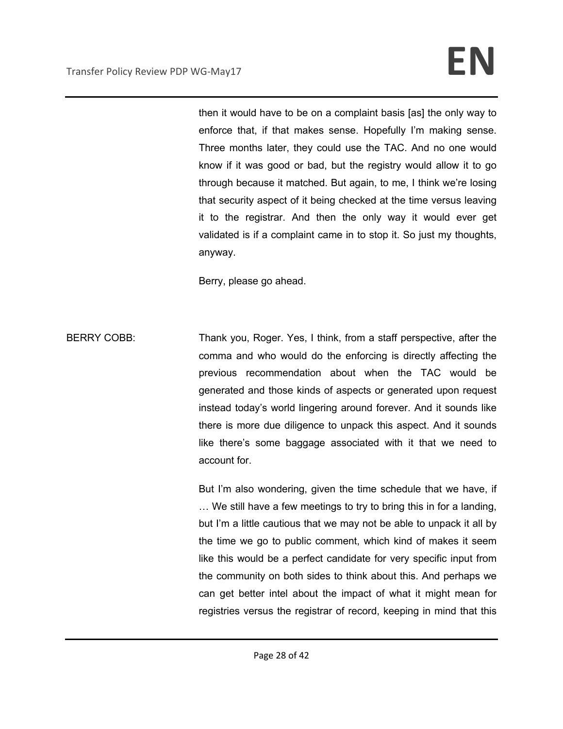then it would have to be on a complaint basis [as] the only way to enforce that, if that makes sense. Hopefully I'm making sense. Three months later, they could use the TAC. And no one would know if it was good or bad, but the registry would allow it to go through because it matched. But again, to me, I think we're losing that security aspect of it being checked at the time versus leaving it to the registrar. And then the only way it would ever get validated is if a complaint came in to stop it. So just my thoughts, anyway.

Berry, please go ahead.

BERRY COBB: Thank you, Roger. Yes, I think, from a staff perspective, after the comma and who would do the enforcing is directly affecting the previous recommendation about when the TAC would be generated and those kinds of aspects or generated upon request instead today's world lingering around forever. And it sounds like there is more due diligence to unpack this aspect. And it sounds like there's some baggage associated with it that we need to account for.

But I'm also wondering, given the time schedule that we have, if … We still have a few meetings to try to bring this in for a landing, but I'm a little cautious that we may not be able to unpack it all by the time we go to public comment, which kind of makes it seem like this would be a perfect candidate for very specific input from the community on both sides to think about this. And perhaps we can get better intel about the impact of what it might mean for registries versus the registrar of record, keeping in mind that this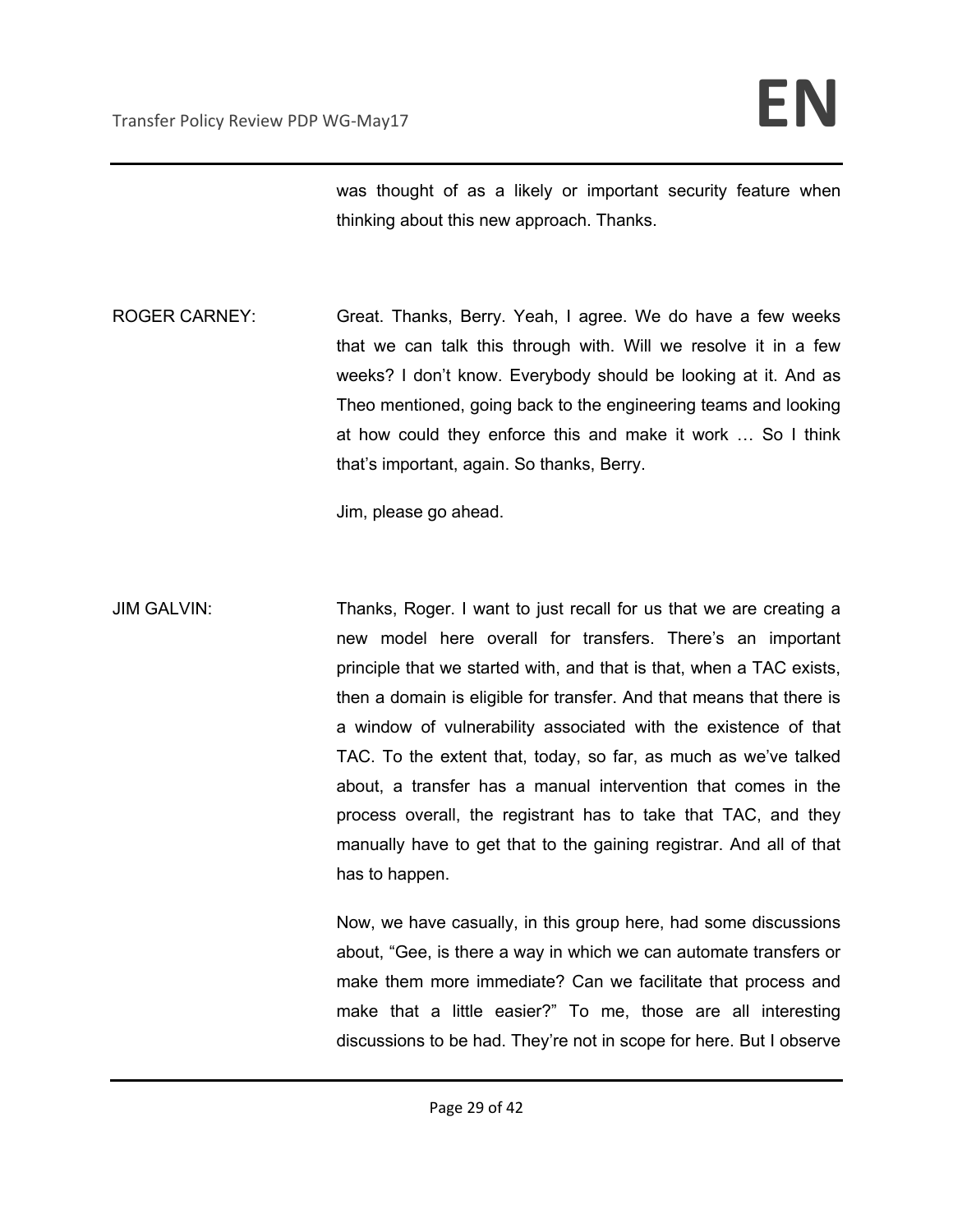was thought of as a likely or important security feature when thinking about this new approach. Thanks.

ROGER CARNEY: Great. Thanks, Berry. Yeah, I agree. We do have a few weeks that we can talk this through with. Will we resolve it in a few weeks? I don't know. Everybody should be looking at it. And as Theo mentioned, going back to the engineering teams and looking at how could they enforce this and make it work … So I think that's important, again. So thanks, Berry.

Jim, please go ahead.

JIM GALVIN: Thanks, Roger. I want to just recall for us that we are creating a new model here overall for transfers. There's an important principle that we started with, and that is that, when a TAC exists, then a domain is eligible for transfer. And that means that there is a window of vulnerability associated with the existence of that TAC. To the extent that, today, so far, as much as we've talked about, a transfer has a manual intervention that comes in the process overall, the registrant has to take that TAC, and they manually have to get that to the gaining registrar. And all of that has to happen.

Now, we have casually, in this group here, had some discussions about, "Gee, is there a way in which we can automate transfers or make them more immediate? Can we facilitate that process and make that a little easier?" To me, those are all interesting discussions to be had. They're not in scope for here. But I observe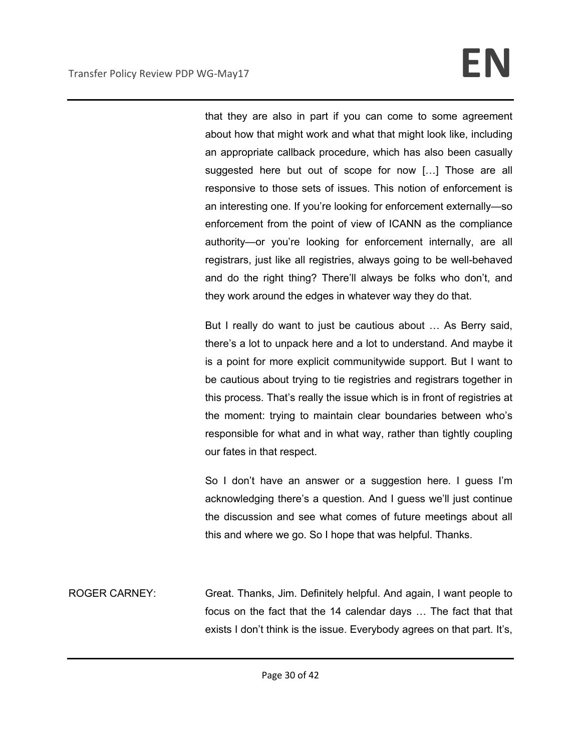that they are also in part if you can come to some agreement about how that might work and what that might look like, including an appropriate callback procedure, which has also been casually suggested here but out of scope for now […] Those are all responsive to those sets of issues. This notion of enforcement is an interesting one. If you're looking for enforcement externally—so enforcement from the point of view of ICANN as the compliance authority—or you're looking for enforcement internally, are all registrars, just like all registries, always going to be well-behaved and do the right thing? There'll always be folks who don't, and they work around the edges in whatever way they do that.

But I really do want to just be cautious about … As Berry said, there's a lot to unpack here and a lot to understand. And maybe it is a point for more explicit communitywide support. But I want to be cautious about trying to tie registries and registrars together in this process. That's really the issue which is in front of registries at the moment: trying to maintain clear boundaries between who's responsible for what and in what way, rather than tightly coupling our fates in that respect.

So I don't have an answer or a suggestion here. I guess I'm acknowledging there's a question. And I guess we'll just continue the discussion and see what comes of future meetings about all this and where we go. So I hope that was helpful. Thanks.

ROGER CARNEY: Great. Thanks, Jim. Definitely helpful. And again, I want people to focus on the fact that the 14 calendar days … The fact that that exists I don't think is the issue. Everybody agrees on that part. It's,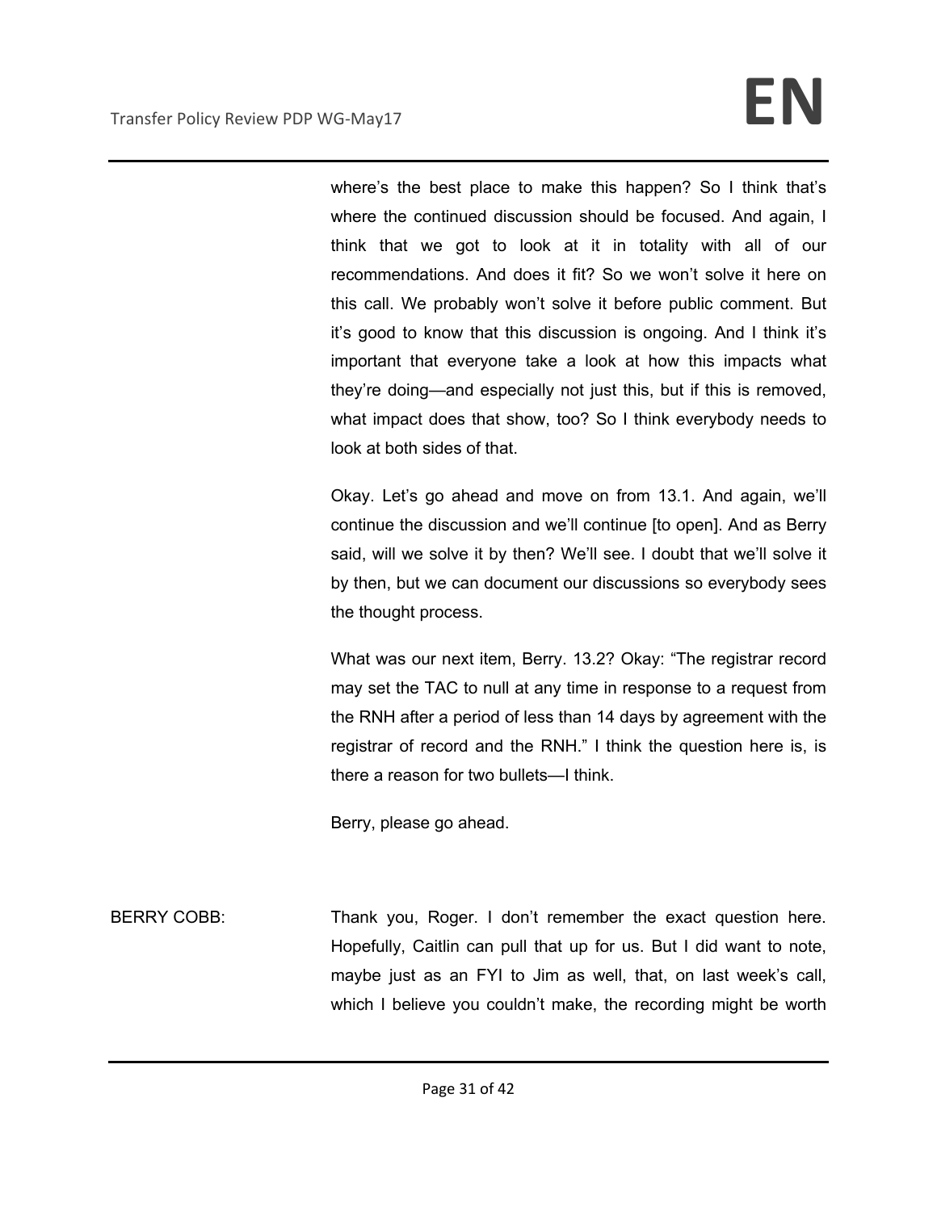where's the best place to make this happen? So I think that's where the continued discussion should be focused. And again, I think that we got to look at it in totality with all of our recommendations. And does it fit? So we won't solve it here on this call. We probably won't solve it before public comment. But it's good to know that this discussion is ongoing. And I think it's important that everyone take a look at how this impacts what they're doing—and especially not just this, but if this is removed, what impact does that show, too? So I think everybody needs to look at both sides of that.

Okay. Let's go ahead and move on from 13.1. And again, we'll continue the discussion and we'll continue [to open]. And as Berry said, will we solve it by then? We'll see. I doubt that we'll solve it by then, but we can document our discussions so everybody sees the thought process.

What was our next item, Berry. 13.2? Okay: "The registrar record may set the TAC to null at any time in response to a request from the RNH after a period of less than 14 days by agreement with the registrar of record and the RNH." I think the question here is, is there a reason for two bullets—I think.

Berry, please go ahead.

BERRY COBB: Thank you, Roger. I don't remember the exact question here. Hopefully, Caitlin can pull that up for us. But I did want to note, maybe just as an FYI to Jim as well, that, on last week's call, which I believe you couldn't make, the recording might be worth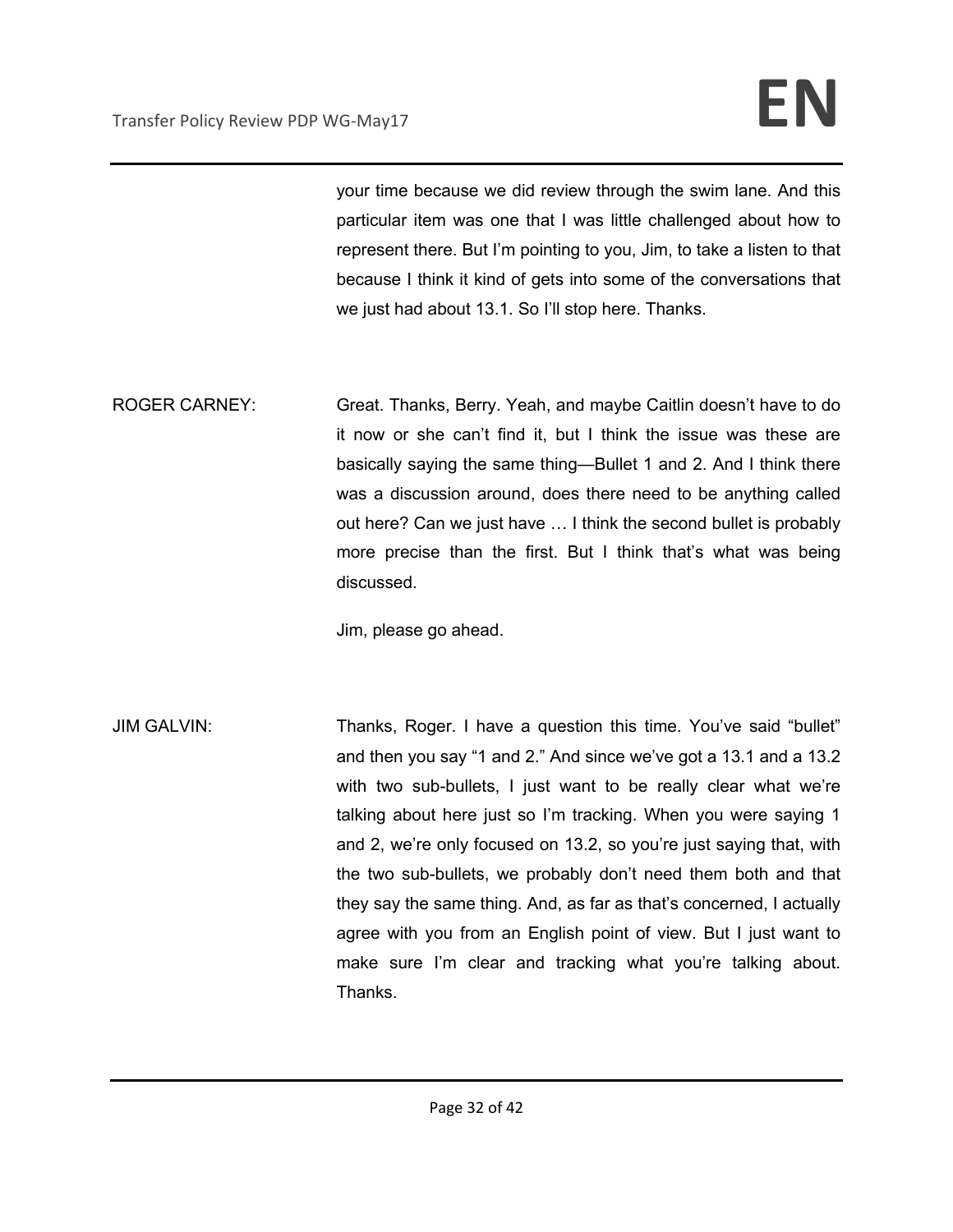your time because we did review through the swim lane. And this particular item was one that I was little challenged about how to represent there. But I'm pointing to you, Jim, to take a listen to that because I think it kind of gets into some of the conversations that we just had about 13.1. So I'll stop here. Thanks.

ROGER CARNEY: Great. Thanks, Berry. Yeah, and maybe Caitlin doesn't have to do it now or she can't find it, but I think the issue was these are basically saying the same thing—Bullet 1 and 2. And I think there was a discussion around, does there need to be anything called out here? Can we just have … I think the second bullet is probably more precise than the first. But I think that's what was being discussed.

Jim, please go ahead.

JIM GALVIN: Thanks, Roger. I have a question this time. You've said "bullet" and then you say "1 and 2." And since we've got a 13.1 and a 13.2 with two sub-bullets, I just want to be really clear what we're talking about here just so I'm tracking. When you were saying 1 and 2, we're only focused on 13.2, so you're just saying that, with the two sub-bullets, we probably don't need them both and that they say the same thing. And, as far as that's concerned, I actually agree with you from an English point of view. But I just want to make sure I'm clear and tracking what you're talking about. Thanks.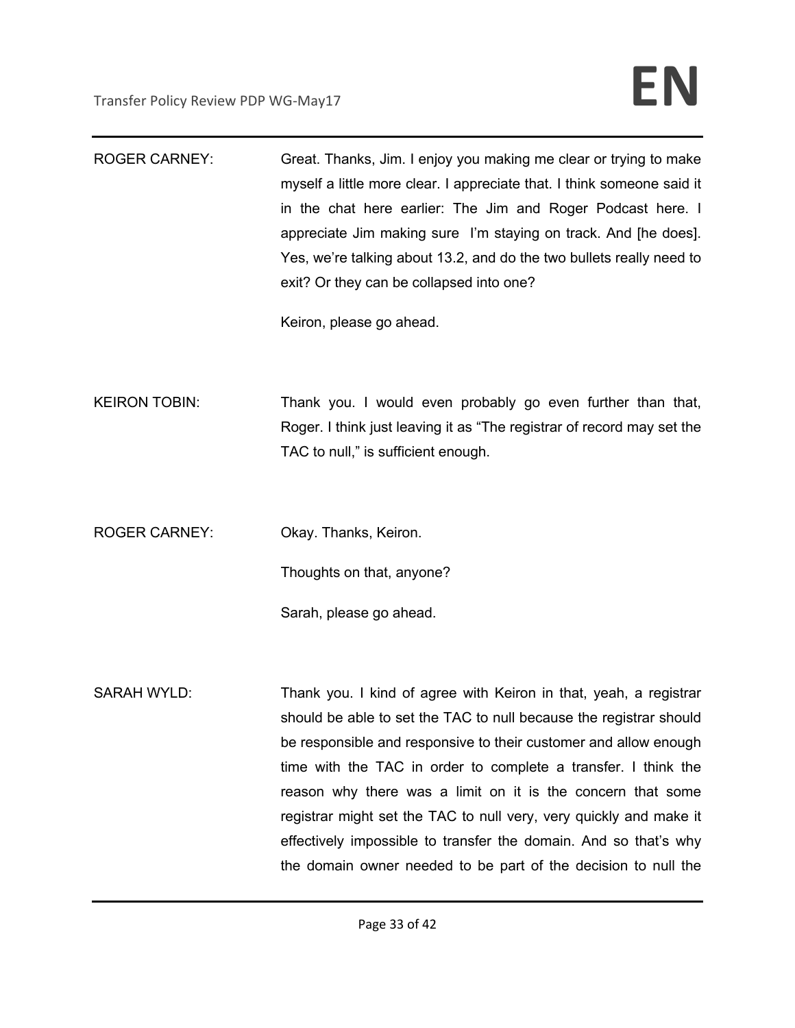ROGER CARNEY: Great. Thanks, Jim. I enjoy you making me clear or trying to make myself a little more clear. I appreciate that. I think someone said it in the chat here earlier: The Jim and Roger Podcast here. I appreciate Jim making sure I'm staying on track. And [he does]. Yes, we're talking about 13.2, and do the two bullets really need to exit? Or they can be collapsed into one?

Keiron, please go ahead.

KEIRON TOBIN: Thank you. I would even probably go even further than that, Roger. I think just leaving it as "The registrar of record may set the TAC to null," is sufficient enough.

ROGER CARNEY: Okay. Thanks, Keiron.

Thoughts on that, anyone?

Sarah, please go ahead.

SARAH WYLD: Thank you. I kind of agree with Keiron in that, yeah, a registrar should be able to set the TAC to null because the registrar should be responsible and responsive to their customer and allow enough time with the TAC in order to complete a transfer. I think the reason why there was a limit on it is the concern that some registrar might set the TAC to null very, very quickly and make it effectively impossible to transfer the domain. And so that's why the domain owner needed to be part of the decision to null the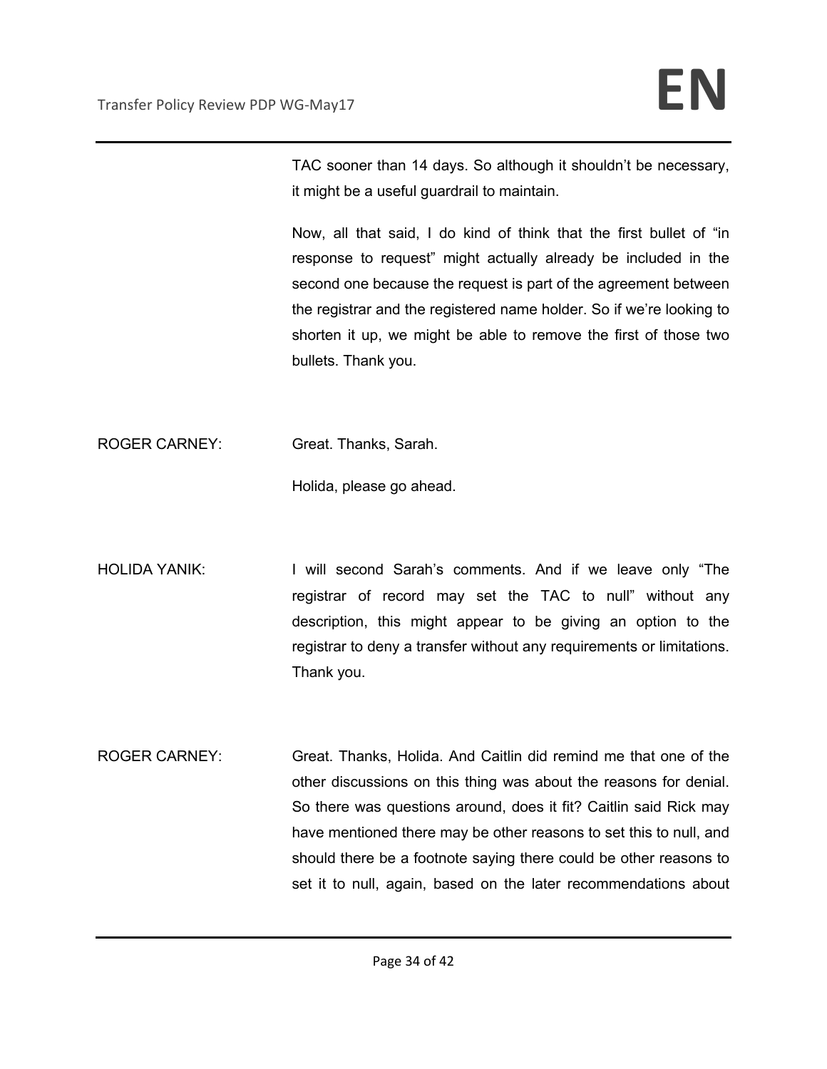TAC sooner than 14 days. So although it shouldn't be necessary, it might be a useful guardrail to maintain.

Now, all that said, I do kind of think that the first bullet of "in response to request" might actually already be included in the second one because the request is part of the agreement between the registrar and the registered name holder. So if we're looking to shorten it up, we might be able to remove the first of those two bullets. Thank you.

ROGER CARNEY: Great. Thanks, Sarah.

Holida, please go ahead.

HOLIDA YANIK: I will second Sarah's comments. And if we leave only "The registrar of record may set the TAC to null" without any description, this might appear to be giving an option to the registrar to deny a transfer without any requirements or limitations. Thank you.

ROGER CARNEY: Great. Thanks, Holida. And Caitlin did remind me that one of the other discussions on this thing was about the reasons for denial. So there was questions around, does it fit? Caitlin said Rick may have mentioned there may be other reasons to set this to null, and should there be a footnote saying there could be other reasons to set it to null, again, based on the later recommendations about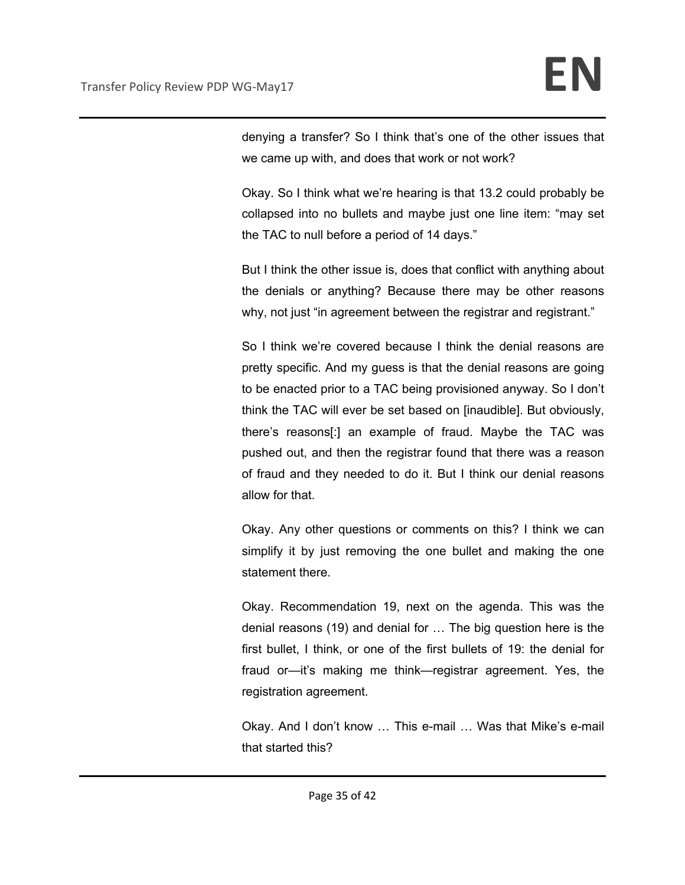denying a transfer? So I think that's one of the other issues that we came up with, and does that work or not work?

Okay. So I think what we're hearing is that 13.2 could probably be collapsed into no bullets and maybe just one line item: "may set the TAC to null before a period of 14 days."

But I think the other issue is, does that conflict with anything about the denials or anything? Because there may be other reasons why, not just "in agreement between the registrar and registrant."

So I think we're covered because I think the denial reasons are pretty specific. And my guess is that the denial reasons are going to be enacted prior to a TAC being provisioned anyway. So I don't think the TAC will ever be set based on [inaudible]. But obviously, there's reasons[:] an example of fraud. Maybe the TAC was pushed out, and then the registrar found that there was a reason of fraud and they needed to do it. But I think our denial reasons allow for that.

Okay. Any other questions or comments on this? I think we can simplify it by just removing the one bullet and making the one statement there.

Okay. Recommendation 19, next on the agenda. This was the denial reasons (19) and denial for … The big question here is the first bullet, I think, or one of the first bullets of 19: the denial for fraud or—it's making me think—registrar agreement. Yes, the registration agreement.

Okay. And I don't know … This e-mail … Was that Mike's e-mail that started this?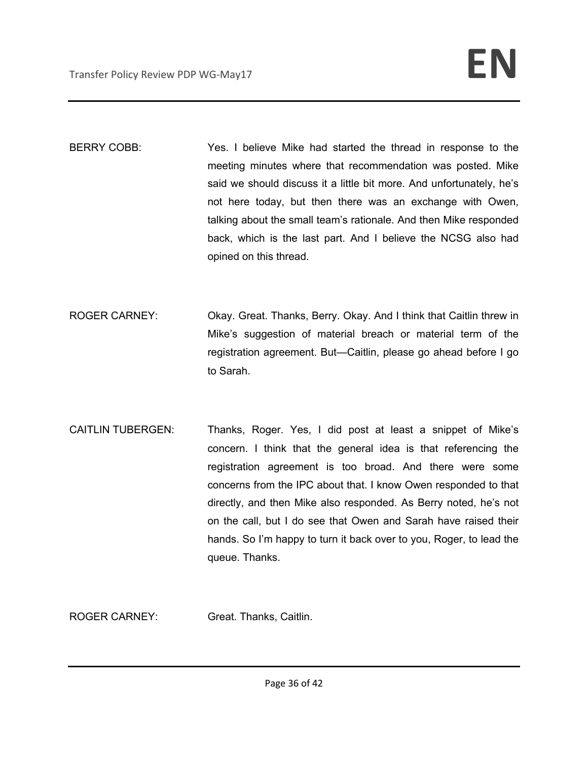BERRY COBB: Yes. I believe Mike had started the thread in response to the meeting minutes where that recommendation was posted. Mike said we should discuss it a little bit more. And unfortunately, he's not here today, but then there was an exchange with Owen, talking about the small team's rationale. And then Mike responded back, which is the last part. And I believe the NCSG also had opined on this thread.

ROGER CARNEY: Okay. Great. Thanks, Berry. Okay. And I think that Caitlin threw in Mike's suggestion of material breach or material term of the registration agreement. But—Caitlin, please go ahead before I go to Sarah.

CAITLIN TUBERGEN: Thanks, Roger. Yes, I did post at least a snippet of Mike's concern. I think that the general idea is that referencing the registration agreement is too broad. And there were some concerns from the IPC about that. I know Owen responded to that directly, and then Mike also responded. As Berry noted, he's not on the call, but I do see that Owen and Sarah have raised their hands. So I'm happy to turn it back over to you, Roger, to lead the queue. Thanks.

ROGER CARNEY: Great. Thanks, Caitlin.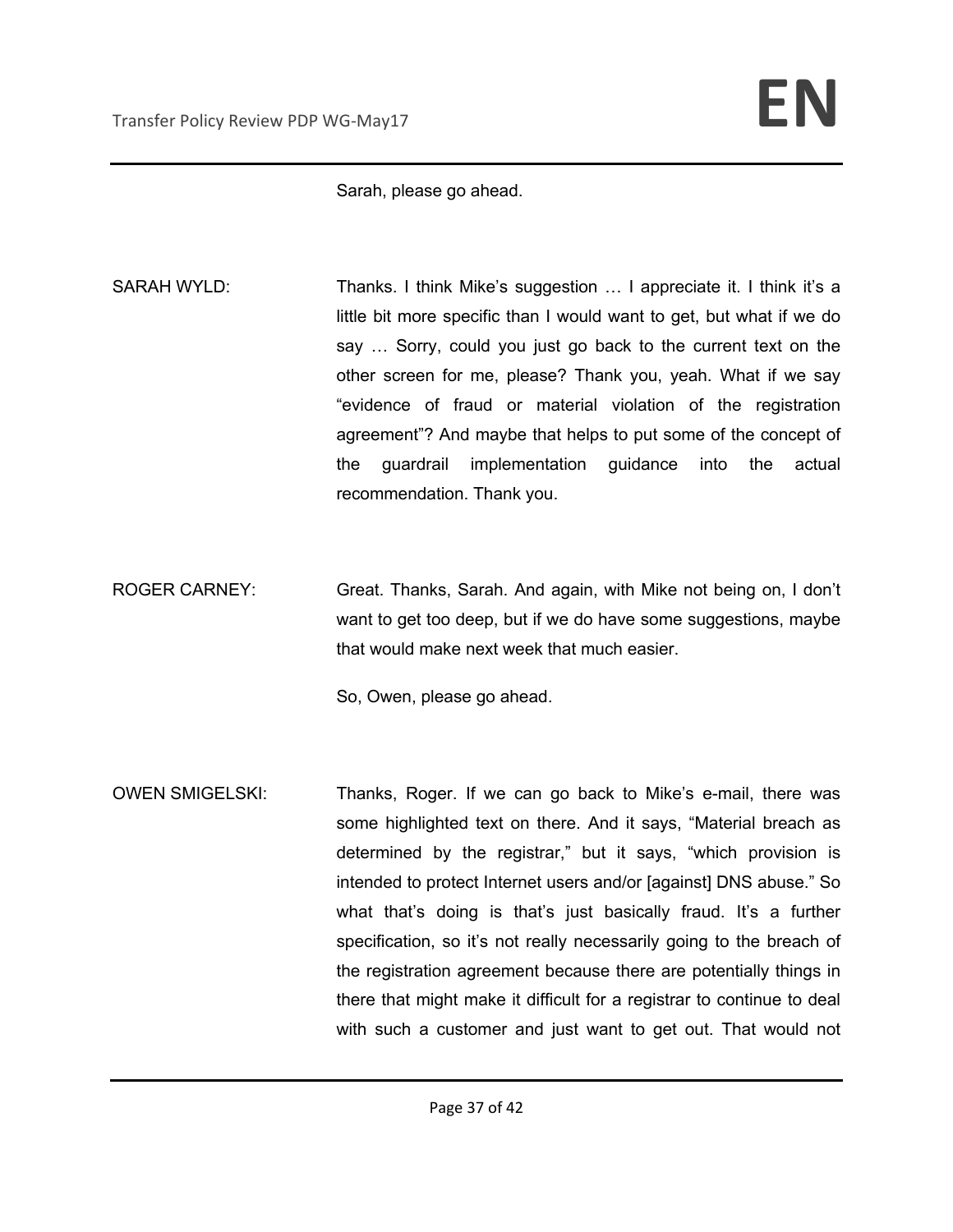Sarah, please go ahead.

SARAH WYLD: Thanks. I think Mike's suggestion … I appreciate it. I think it's a little bit more specific than I would want to get, but what if we do say … Sorry, could you just go back to the current text on the other screen for me, please? Thank you, yeah. What if we say "evidence of fraud or material violation of the registration agreement"? And maybe that helps to put some of the concept of the guardrail implementation guidance into the actual recommendation. Thank you.

ROGER CARNEY: Great. Thanks, Sarah. And again, with Mike not being on, I don't want to get too deep, but if we do have some suggestions, maybe that would make next week that much easier.

So, Owen, please go ahead.

OWEN SMIGELSKI: Thanks, Roger. If we can go back to Mike's e-mail, there was some highlighted text on there. And it says, "Material breach as determined by the registrar," but it says, "which provision is intended to protect Internet users and/or [against] DNS abuse." So what that's doing is that's just basically fraud. It's a further specification, so it's not really necessarily going to the breach of the registration agreement because there are potentially things in there that might make it difficult for a registrar to continue to deal with such a customer and just want to get out. That would not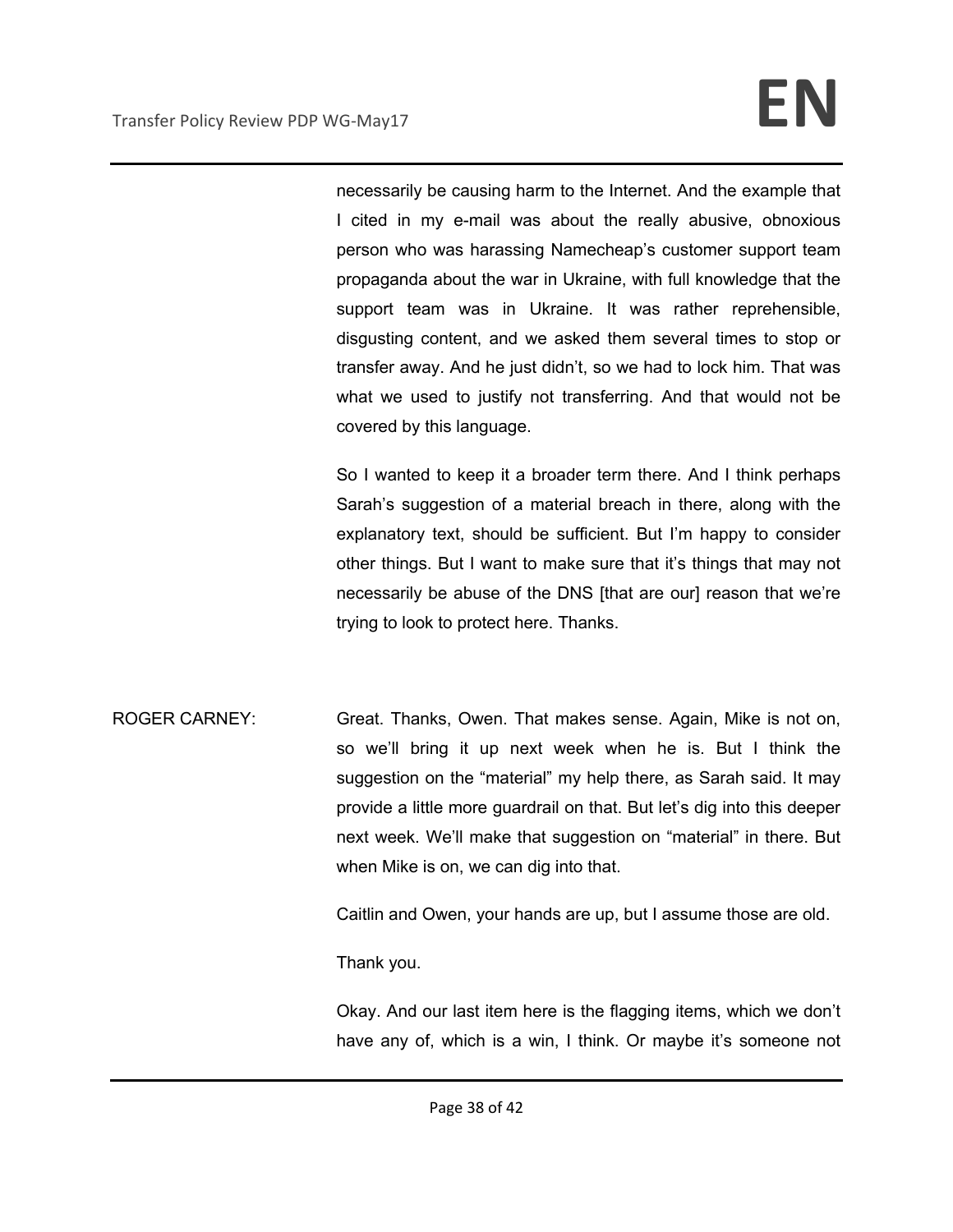necessarily be causing harm to the Internet. And the example that I cited in my e-mail was about the really abusive, obnoxious person who was harassing Namecheap's customer support team propaganda about the war in Ukraine, with full knowledge that the support team was in Ukraine. It was rather reprehensible, disgusting content, and we asked them several times to stop or transfer away. And he just didn't, so we had to lock him. That was what we used to justify not transferring. And that would not be covered by this language.

So I wanted to keep it a broader term there. And I think perhaps Sarah's suggestion of a material breach in there, along with the explanatory text, should be sufficient. But I'm happy to consider other things. But I want to make sure that it's things that may not necessarily be abuse of the DNS [that are our] reason that we're trying to look to protect here. Thanks.

ROGER CARNEY: Great. Thanks, Owen. That makes sense. Again, Mike is not on, so we'll bring it up next week when he is. But I think the suggestion on the "material" my help there, as Sarah said. It may provide a little more guardrail on that. But let's dig into this deeper next week. We'll make that suggestion on "material" in there. But when Mike is on, we can dig into that.

Caitlin and Owen, your hands are up, but I assume those are old.

Thank you.

Okay. And our last item here is the flagging items, which we don't have any of, which is a win, I think. Or maybe it's someone not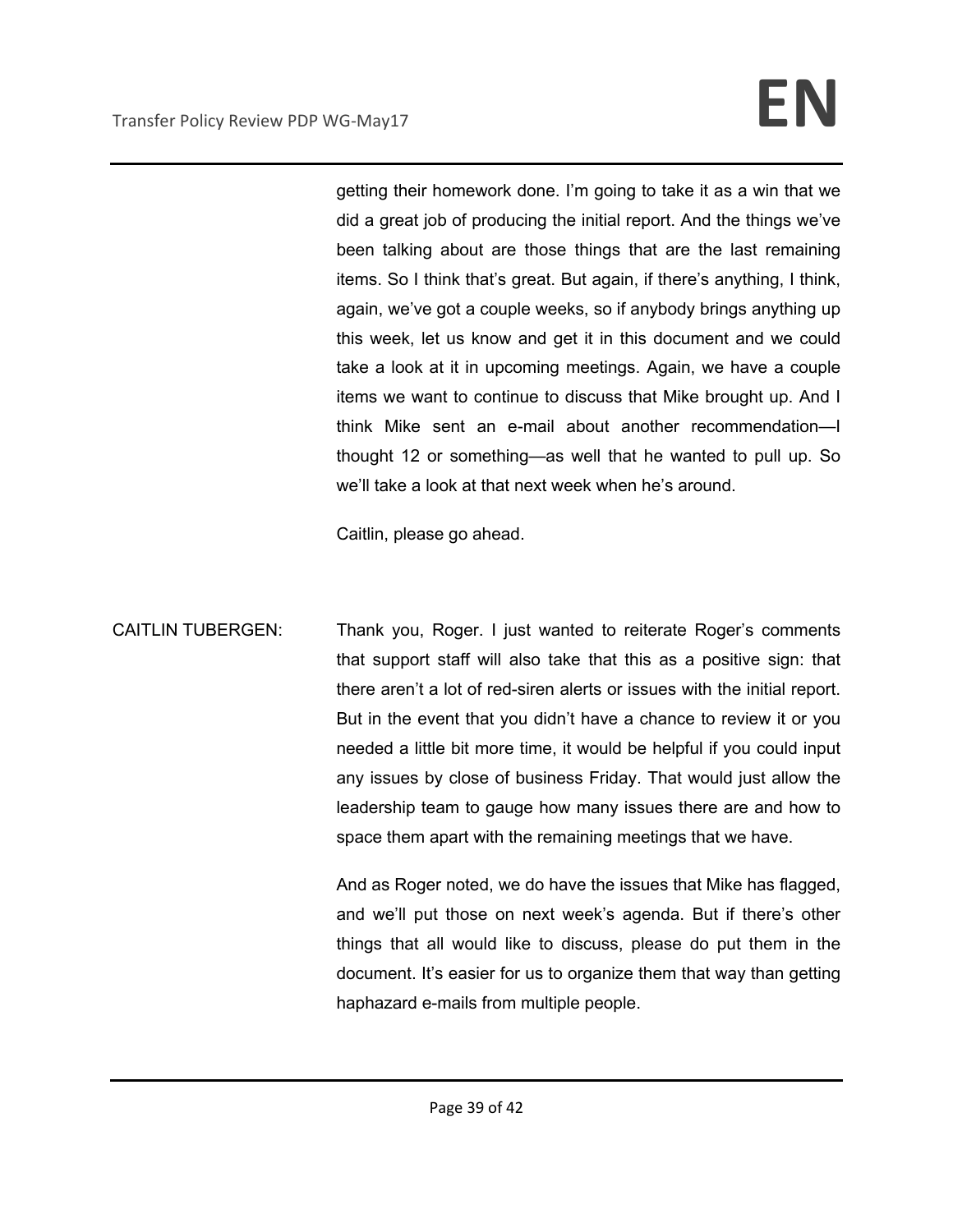getting their homework done. I'm going to take it as a win that we did a great job of producing the initial report. And the things we've been talking about are those things that are the last remaining items. So I think that's great. But again, if there's anything, I think, again, we've got a couple weeks, so if anybody brings anything up this week, let us know and get it in this document and we could take a look at it in upcoming meetings. Again, we have a couple items we want to continue to discuss that Mike brought up. And I think Mike sent an e-mail about another recommendation—I thought 12 or something—as well that he wanted to pull up. So we'll take a look at that next week when he's around.

Caitlin, please go ahead.

CAITLIN TUBERGEN: Thank you, Roger. I just wanted to reiterate Roger's comments that support staff will also take that this as a positive sign: that there aren't a lot of red-siren alerts or issues with the initial report. But in the event that you didn't have a chance to review it or you needed a little bit more time, it would be helpful if you could input any issues by close of business Friday. That would just allow the leadership team to gauge how many issues there are and how to space them apart with the remaining meetings that we have.

And as Roger noted, we do have the issues that Mike has flagged, and we'll put those on next week's agenda. But if there's other things that all would like to discuss, please do put them in the document. It's easier for us to organize them that way than getting haphazard e-mails from multiple people.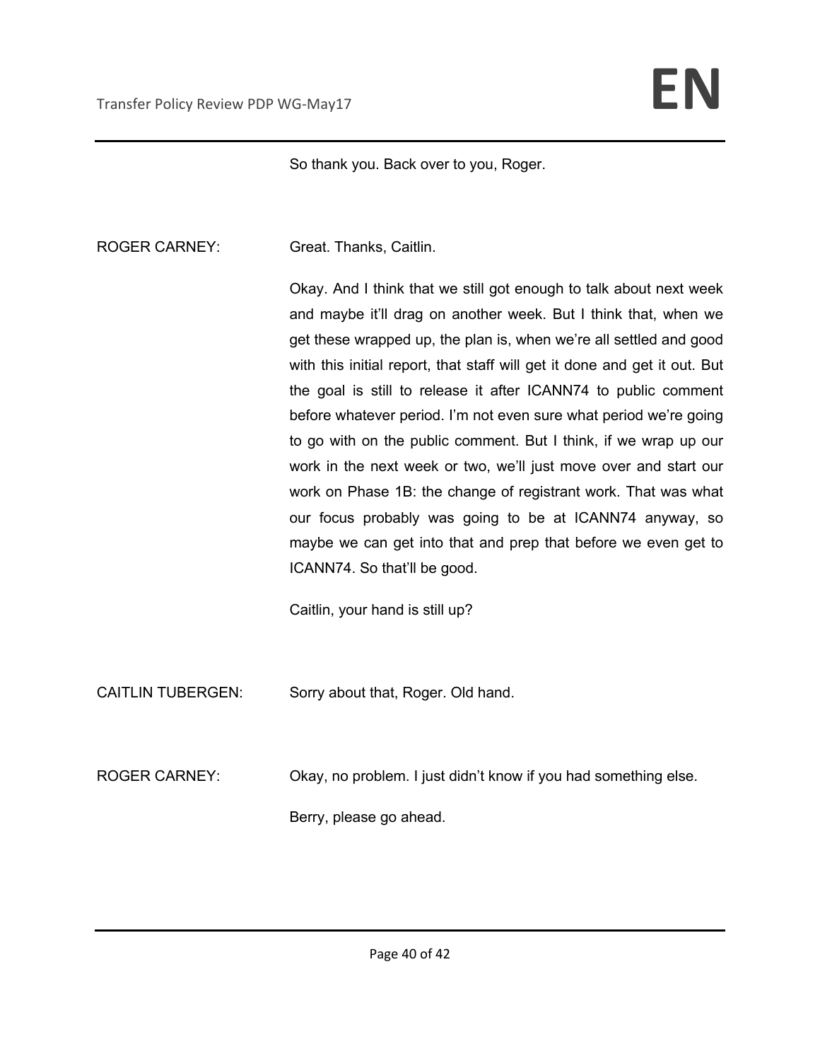So thank you. Back over to you, Roger.

ROGER CARNEY: Great. Thanks, Caitlin.

Okay. And I think that we still got enough to talk about next week and maybe it'll drag on another week. But I think that, when we get these wrapped up, the plan is, when we're all settled and good with this initial report, that staff will get it done and get it out. But the goal is still to release it after ICANN74 to public comment before whatever period. I'm not even sure what period we're going to go with on the public comment. But I think, if we wrap up our work in the next week or two, we'll just move over and start our work on Phase 1B: the change of registrant work. That was what our focus probably was going to be at ICANN74 anyway, so maybe we can get into that and prep that before we even get to ICANN74. So that'll be good.

Caitlin, your hand is still up?

CAITLIN TUBERGEN: Sorry about that, Roger. Old hand.

ROGER CARNEY: Okay, no problem. I just didn't know if you had something else.

Berry, please go ahead.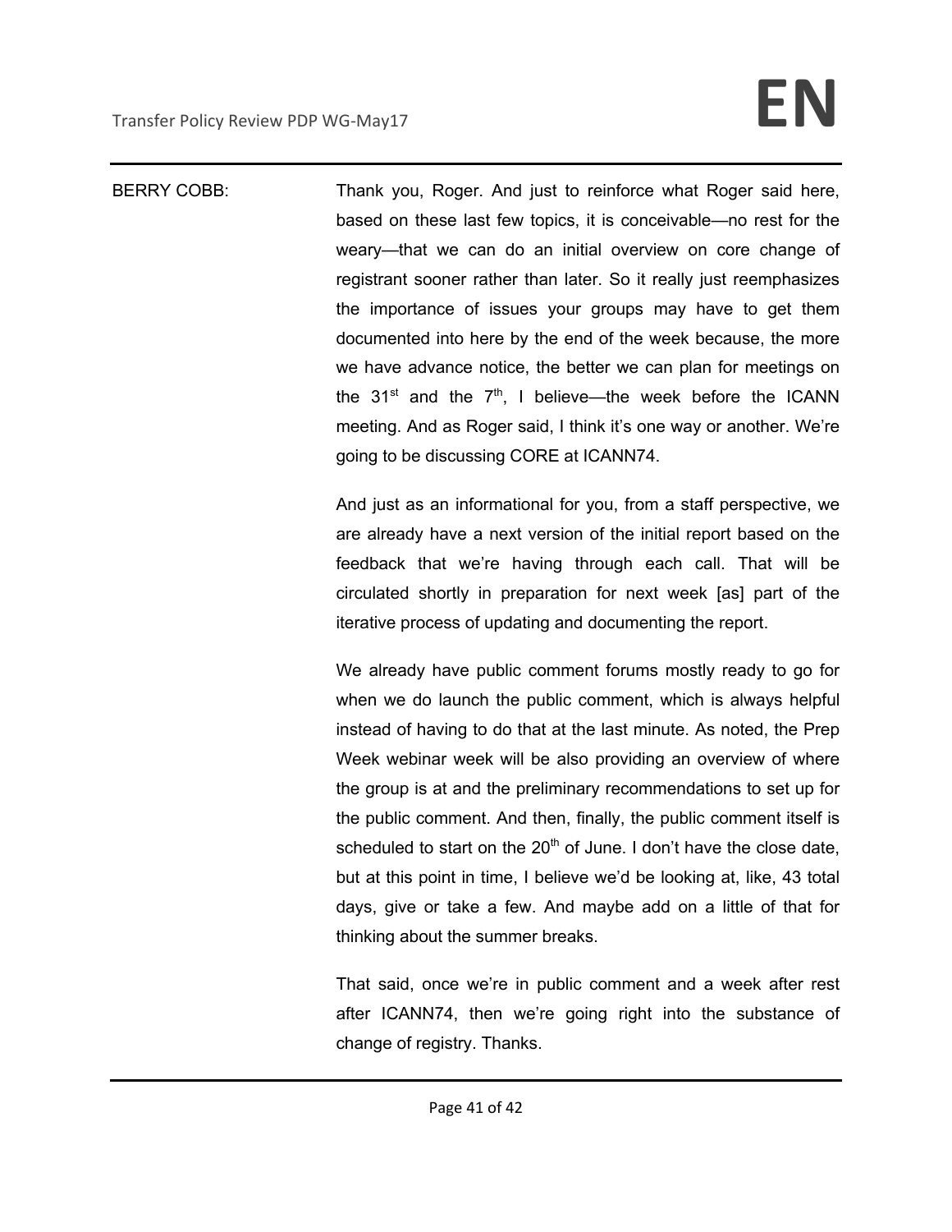BERRY COBB: Thank you, Roger. And just to reinforce what Roger said here, based on these last few topics, it is conceivable—no rest for the weary—that we can do an initial overview on core change of registrant sooner rather than later. So it really just reemphasizes the importance of issues your groups may have to get them documented into here by the end of the week because, the more we have advance notice, the better we can plan for meetings on the 31st and the 7th, I believe—the week before the ICANN meeting. And as Roger said, I think it's one way or another. We're going to be discussing CORE at ICANN74.

And just as an informational for you, from a staff perspective, we are already have a next version of the initial report based on the feedback that we're having through each call. That will be circulated shortly in preparation for next week [as] part of the iterative process of updating and documenting the report.

We already have public comment forums mostly ready to go for when we do launch the public comment, which is always helpful instead of having to do that at the last minute. As noted, the Prep Week webinar week will be also providing an overview of where the group is at and the preliminary recommendations to set up for the public comment. And then, finally, the public comment itself is scheduled to start on the 20th of June. I don't have the close date, but at this point in time, I believe we'd be looking at, like, 43 total days, give or take a few. And maybe add on a little of that for thinking about the summer breaks.

That said, once we're in public comment and a week after rest after ICANN74, then we're going right into the substance of change of registry. Thanks.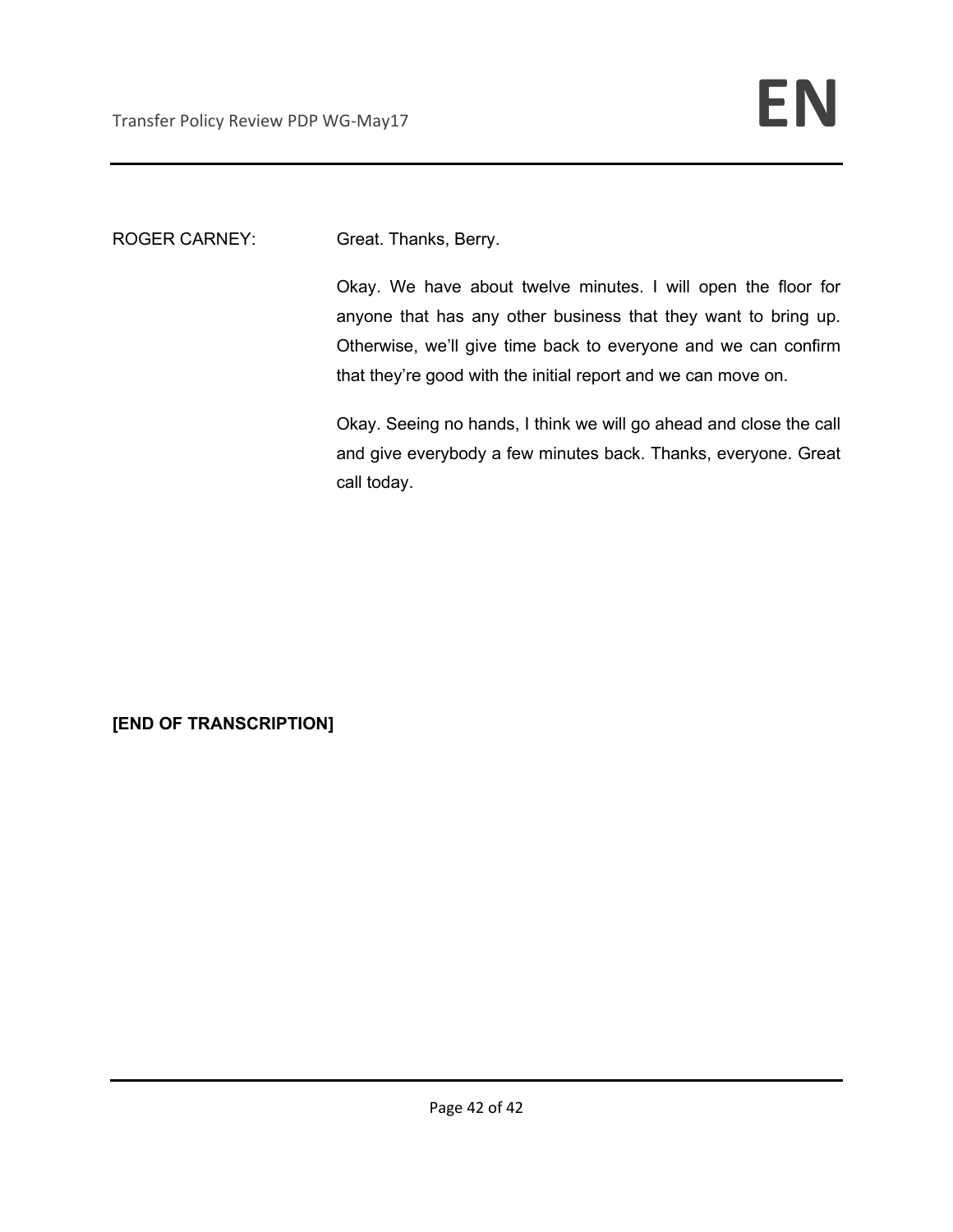ROGER CARNEY: Great. Thanks, Berry.

Okay. We have about twelve minutes. I will open the floor for anyone that has any other business that they want to bring up. Otherwise, we'll give time back to everyone and we can confirm that they're good with the initial report and we can move on.

Okay. Seeing no hands, I think we will go ahead and close the call and give everybody a few minutes back. Thanks, everyone. Great call today.

**[END OF TRANSCRIPTION]**